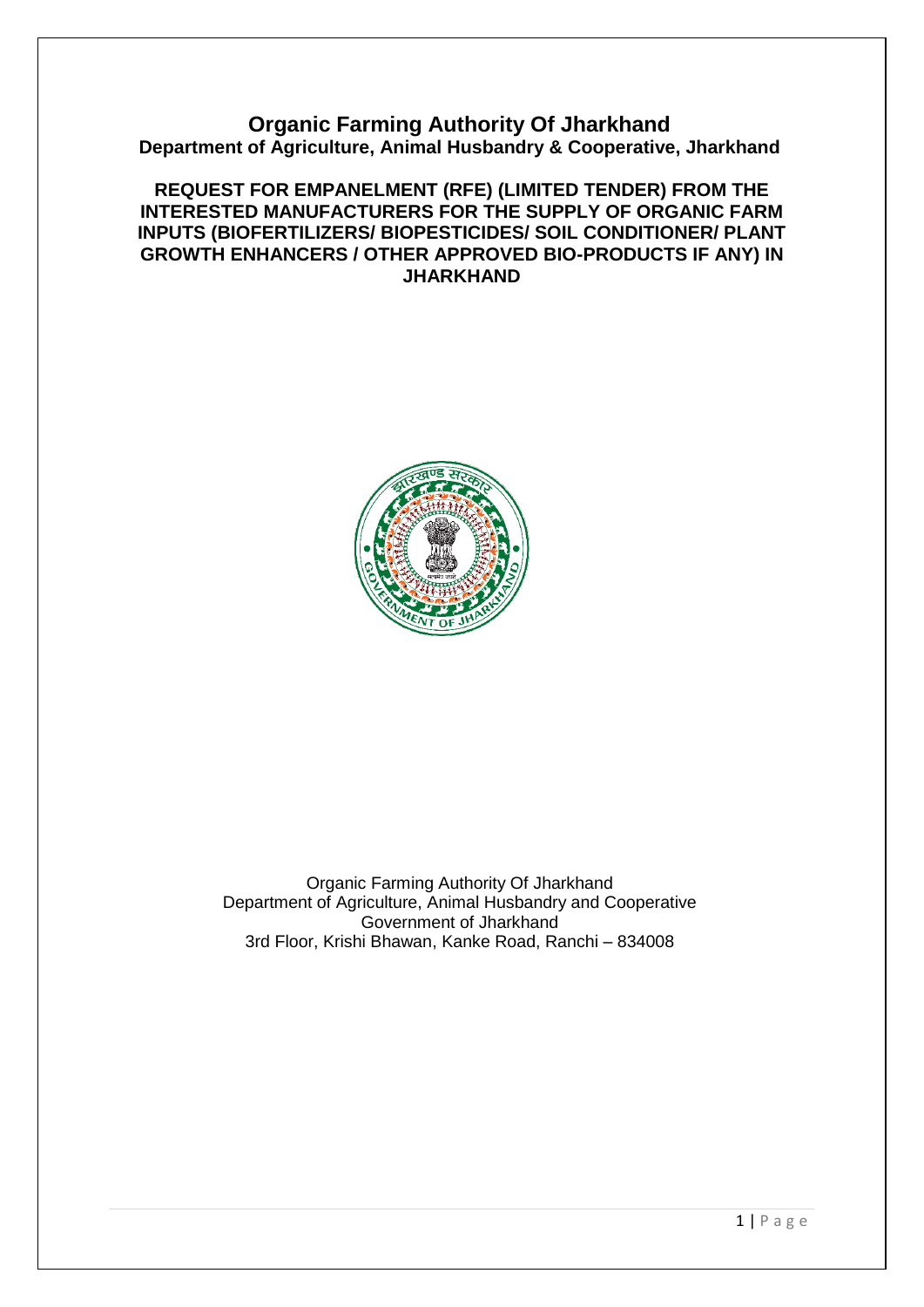# Organic Farming Authority Of Jharkhand

## Department of Agriculture, Animal Husbandry & Cooperative, Jharkhand

**REQUEST FOR EMPANELMENT (RFE) (LIMITED TENDER) FROM THE INTERESTED MANUFACTURERS FOR THE SUPPLY OF ORGANIC FARM INPUTS (BIOFERTILIZERS/ BIOPESTICIDES/ SOIL CONDITIONER/ PLANT GROWTH ENHANCERS / OTHER APPROVED BIO-PRODUCTS IF ANY) IN JHARKHAND**

Organic Farming Authority Of Jharkhand
Department of Agriculture, Animal Husbandry and Cooperative
Government of Jharkhand
3rd Floor, Krishi Bhawan, Kanke Road, Ranchi – 834008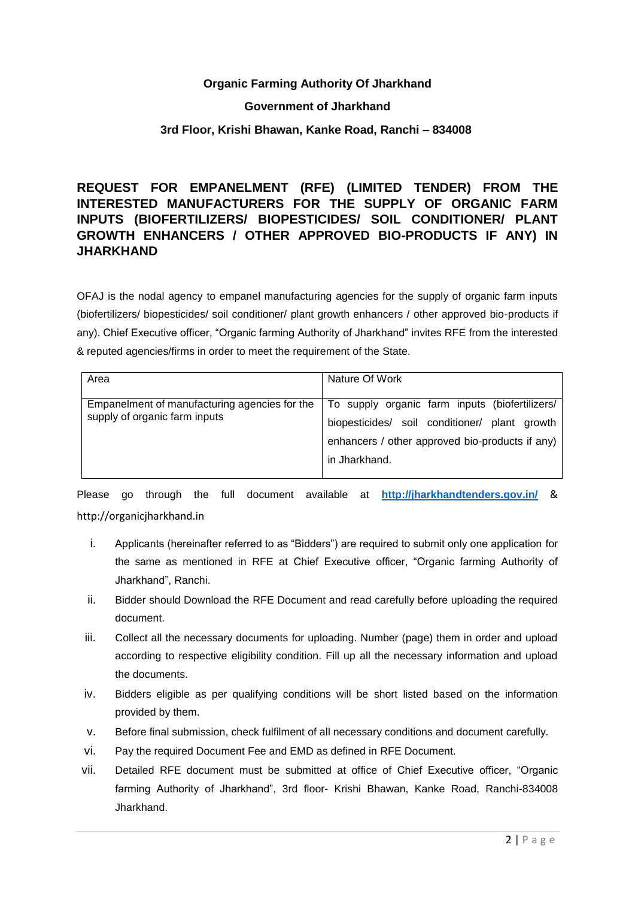**Organic Farming Authority Of Jharkhand**

**Government of Jharkhand**

**3rd Floor, Krishi Bhawan, Kanke Road, Ranchi – 834008**

## REQUEST FOR EMPANELMENT (RFE) (LIMITED TENDER) FROM THE INTERESTED MANUFACTURERS FOR THE SUPPLY OF ORGANIC FARM INPUTS (BIOFERTILIZERS/ BIOPESTICIDES/ SOIL CONDITIONER/ PLANT GROWTH ENHANCERS / OTHER APPROVED BIO-PRODUCTS IF ANY) IN JHARKHAND

OFAJ is the nodal agency to empanel manufacturing agencies for the supply of organic farm inputs (biofertilizers/ biopesticides/ soil conditioner/ plant growth enhancers / other approved bio-products if any). Chief Executive officer, "Organic farming Authority of Jharkhand" invites RFE from the interested & reputed agencies/firms in order to meet the requirement of the State.

| Area | Nature Of Work |
|---|---|
| Empanelment of manufacturing agencies for the supply of organic farm inputs | To supply organic farm inputs (biofertilizers/ biopesticides/ soil conditioner/ plant growth enhancers / other approved bio-products if any) in Jharkhand. |

Please go through the full document available at **http://jharkhandtenders.gov.in/** & http://organicjharkhand.in

i. Applicants (hereinafter referred to as "Bidders") are required to submit only one application for the same as mentioned in RFE at Chief Executive officer, "Organic farming Authority of Jharkhand", Ranchi.
ii. Bidder should Download the RFE Document and read carefully before uploading the required document.
iii. Collect all the necessary documents for uploading. Number (page) them in order and upload according to respective eligibility condition. Fill up all the necessary information and upload the documents.
iv. Bidders eligible as per qualifying conditions will be short listed based on the information provided by them.
v. Before final submission, check fulfilment of all necessary conditions and document carefully.
vi. Pay the required Document Fee and EMD as defined in RFE Document.
vii. Detailed RFE document must be submitted at office of Chief Executive officer, "Organic farming Authority of Jharkhand", 3rd floor- Krishi Bhawan, Kanke Road, Ranchi-834008 Jharkhand.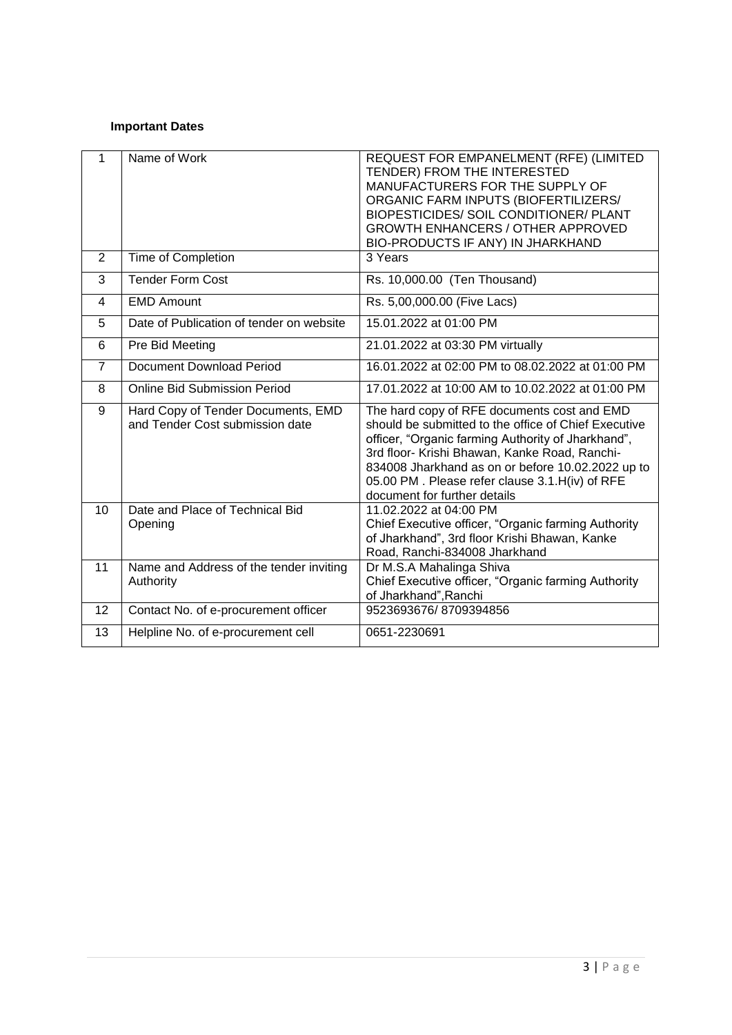**Important Dates**

| | | |
|---|---|---|
| 1 | Name of Work | REQUEST FOR EMPANELMENT (RFE) (LIMITED TENDER) FROM THE INTERESTED MANUFACTURERS FOR THE SUPPLY OF ORGANIC FARM INPUTS (BIOFERTILIZERS/ BIOPESTICIDES/ SOIL CONDITIONER/ PLANT GROWTH ENHANCERS / OTHER APPROVED BIO-PRODUCTS IF ANY) IN JHARKHAND |
| 2 | Time of Completion | 3 Years |
| 3 | Tender Form Cost | Rs. 10,000.00 (Ten Thousand) |
| 4 | EMD Amount | Rs. 5,00,000.00 (Five Lacs) |
| 5 | Date of Publication of tender on website | 15.01.2022 at 01:00 PM |
| 6 | Pre Bid Meeting | 21.01.2022 at 03:30 PM virtually |
| 7 | Document Download Period | 16.01.2022 at 02:00 PM to 08.02.2022 at 01:00 PM |
| 8 | Online Bid Submission Period | 17.01.2022 at 10:00 AM to 10.02.2022 at 01:00 PM |
| 9 | Hard Copy of Tender Documents, EMD and Tender Cost submission date | The hard copy of RFE documents cost and EMD should be submitted to the office of Chief Executive officer, "Organic farming Authority of Jharkhand", 3rd floor- Krishi Bhawan, Kanke Road, Ranchi-834008 Jharkhand as on or before 10.02.2022 up to 05.00 PM . Please refer clause 3.1.H(iv) of RFE document for further details |
| 10 | Date and Place of Technical Bid Opening | 11.02.2022 at 04:00 PM<br>Chief Executive officer, "Organic farming Authority of Jharkhand", 3rd floor Krishi Bhawan, Kanke Road, Ranchi-834008 Jharkhand |
| 11 | Name and Address of the tender inviting Authority | Dr M.S.A Mahalinga Shiva<br>Chief Executive officer, "Organic farming Authority of Jharkhand",Ranchi |
| 12 | Contact No. of e-procurement officer | 9523693676/ 8709394856 |
| 13 | Helpline No. of e-procurement cell | 0651-2230691 |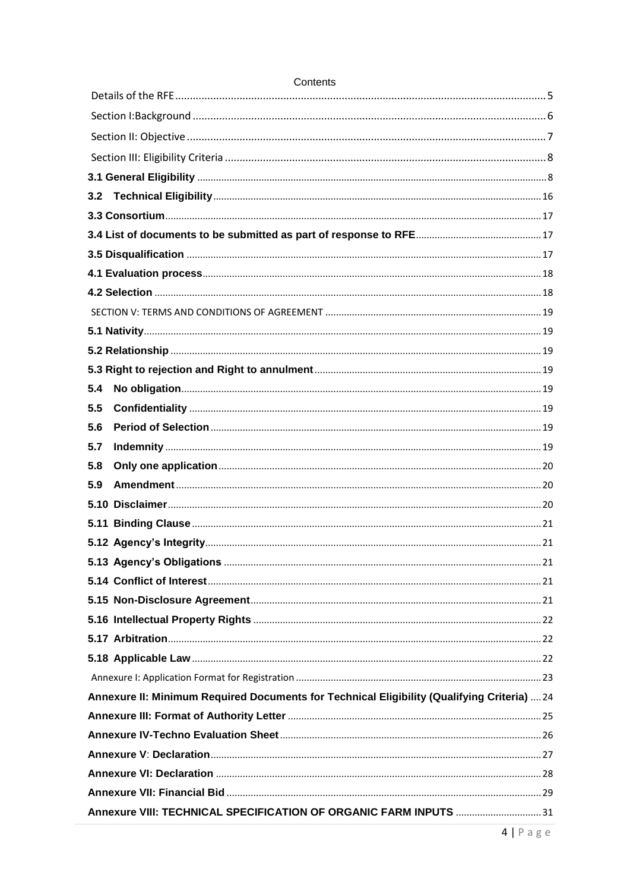# Contents

Details of the RFE ........ 5

Section I:Background ........ 6

Section II: Objective ........ 7

Section III: Eligibility Criteria ........ 8

**3.1 General Eligibility** ........ 8

**3.2 Technical Eligibility** ........ 16

**3.3 Consortium** ........ 17

**3.4 List of documents to be submitted as part of response to RFE** ........ 17

**3.5 Disqualification** ........ 17

**4.1 Evaluation process** ........ 18

**4.2 Selection** ........ 18

SECTION V: TERMS AND CONDITIONS OF AGREEMENT ........ 19

**5.1 Nativity** ........ 19

**5.2 Relationship** ........ 19

**5.3 Right to rejection and Right to annulment** ........ 19

**5.4 No obligation** ........ 19

**5.5 Confidentiality** ........ 19

**5.6 Period of Selection** ........ 19

**5.7 Indemnity** ........ 19

**5.8 Only one application** ........ 20

**5.9 Amendment** ........ 20

**5.10 Disclaimer** ........ 20

**5.11 Binding Clause** ........ 21

**5.12 Agency's Integrity** ........ 21

**5.13 Agency's Obligations** ........ 21

**5.14 Conflict of Interest** ........ 21

**5.15 Non-Disclosure Agreement** ........ 21

**5.16 Intellectual Property Rights** ........ 22

**5.17 Arbitration** ........ 22

**5.18 Applicable Law** ........ 22

Annexure I: Application Format for Registration ........ 23

**Annexure II: Minimum Required Documents for Technical Eligibility (Qualifying Criteria)** ........ 24

**Annexure III: Format of Authority Letter** ........ 25

**Annexure IV-Techno Evaluation Sheet** ........ 26

**Annexure V: Declaration** ........ 27

**Annexure VI: Declaration** ........ 28

**Annexure VII: Financial Bid** ........ 29

**Annexure VIII: TECHNICAL SPECIFICATION OF ORGANIC FARM INPUTS** ........ 31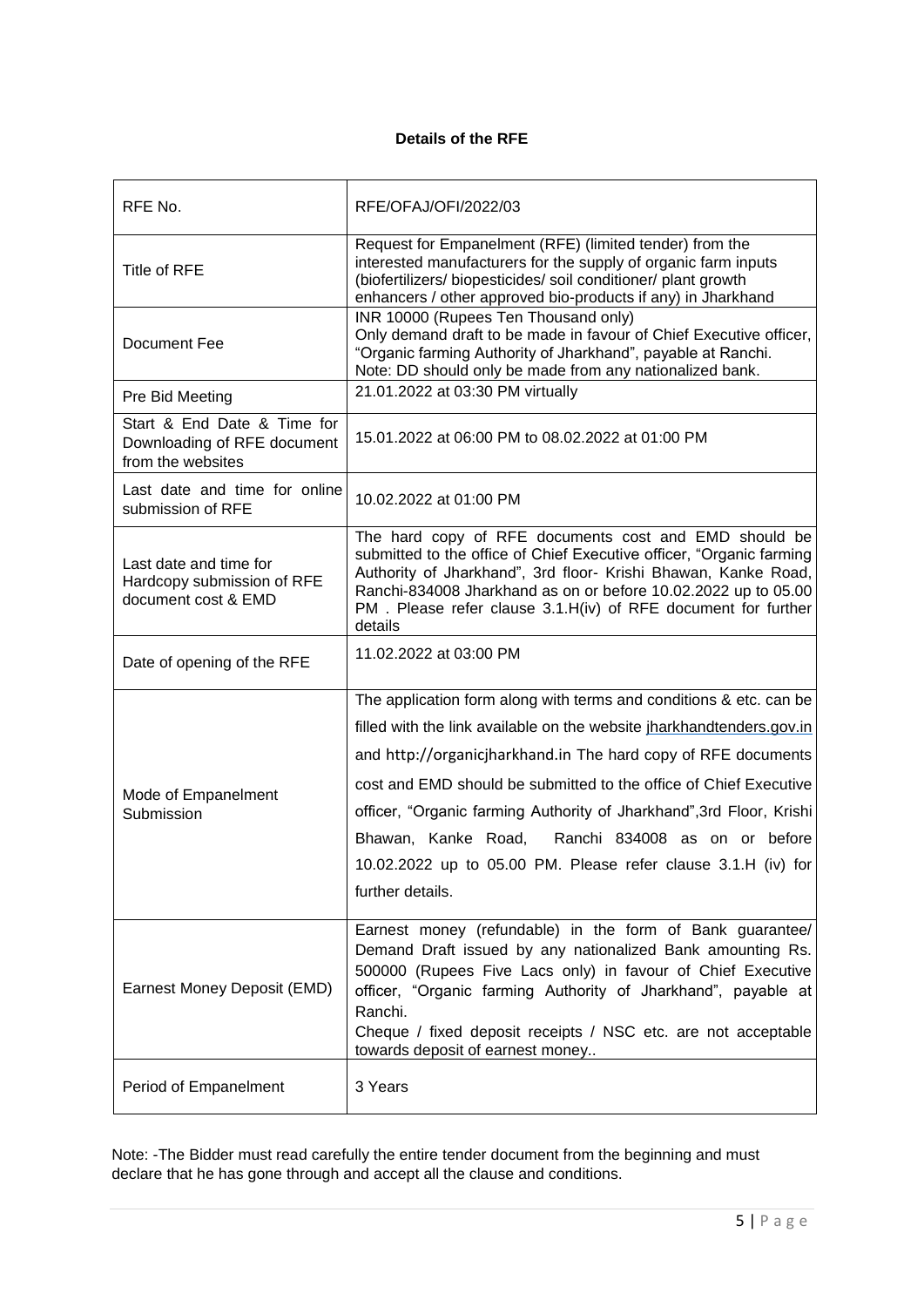**Details of the RFE**

| RFE No. | RFE/OFAJ/OFI/2022/03 |
|---|---|
| Title of RFE | Request for Empanelment (RFE) (limited tender) from the interested manufacturers for the supply of organic farm inputs (biofertilizers/ biopesticides/ soil conditioner/ plant growth enhancers / other approved bio-products if any) in Jharkhand |
| Document Fee | INR 10000 (Rupees Ten Thousand only)<br>Only demand draft to be made in favour of Chief Executive officer, "Organic farming Authority of Jharkhand", payable at Ranchi.<br>Note: DD should only be made from any nationalized bank. |
| Pre Bid Meeting | 21.01.2022 at 03:30 PM virtually |
| Start & End Date & Time for Downloading of RFE document from the websites | 15.01.2022 at 06:00 PM to 08.02.2022 at 01:00 PM |
| Last date and time for online submission of RFE | 10.02.2022 at 01:00 PM |
| Last date and time for Hardcopy submission of RFE document cost & EMD | The hard copy of RFE documents cost and EMD should be submitted to the office of Chief Executive officer, "Organic farming Authority of Jharkhand", 3rd floor- Krishi Bhawan, Kanke Road, Ranchi-834008 Jharkhand as on or before 10.02.2022 up to 05.00 PM . Please refer clause 3.1.H(iv) of RFE document for further details |
| Date of opening of the RFE | 11.02.2022 at 03:00 PM |
| Mode of Empanelment Submission | The application form along with terms and conditions & etc. can be filled with the link available on the website jharkhandtenders.gov.in and http://organicjharkhand.in The hard copy of RFE documents cost and EMD should be submitted to the office of Chief Executive officer, "Organic farming Authority of Jharkhand",3rd Floor, Krishi Bhawan, Kanke Road, Ranchi 834008 as on or before 10.02.2022 up to 05.00 PM. Please refer clause 3.1.H (iv) for further details. |
| Earnest Money Deposit (EMD) | Earnest money (refundable) in the form of Bank guarantee/ Demand Draft issued by any nationalized Bank amounting Rs. 500000 (Rupees Five Lacs only) in favour of Chief Executive officer, "Organic farming Authority of Jharkhand", payable at Ranchi.<br>Cheque / fixed deposit receipts / NSC etc. are not acceptable towards deposit of earnest money.. |
| Period of Empanelment | 3 Years |

Note: -The Bidder must read carefully the entire tender document from the beginning and must declare that he has gone through and accept all the clause and conditions.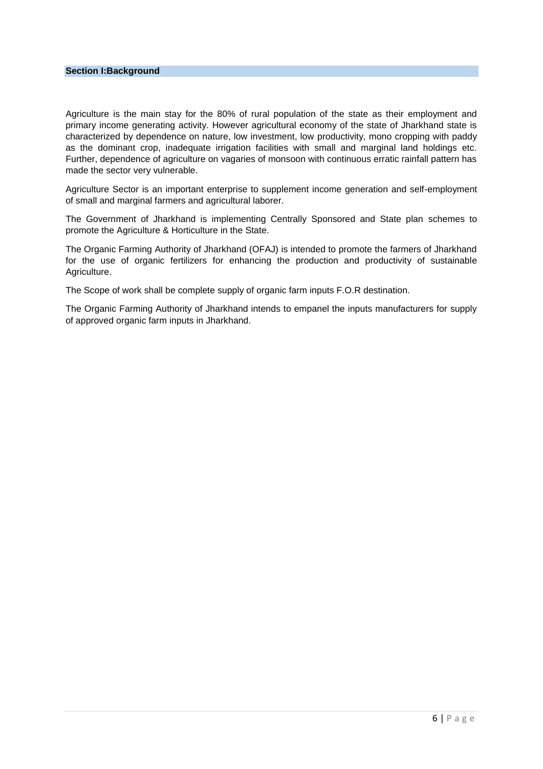## Section I:Background

Agriculture is the main stay for the 80% of rural population of the state as their employment and primary income generating activity. However agricultural economy of the state of Jharkhand state is characterized by dependence on nature, low investment, low productivity, mono cropping with paddy as the dominant crop, inadequate irrigation facilities with small and marginal land holdings etc. Further, dependence of agriculture on vagaries of monsoon with continuous erratic rainfall pattern has made the sector very vulnerable.

Agriculture Sector is an important enterprise to supplement income generation and self-employment of small and marginal farmers and agricultural laborer.

The Government of Jharkhand is implementing Centrally Sponsored and State plan schemes to promote the Agriculture & Horticulture in the State.

The Organic Farming Authority of Jharkhand (OFAJ) is intended to promote the farmers of Jharkhand for the use of organic fertilizers for enhancing the production and productivity of sustainable Agriculture.

The Scope of work shall be complete supply of organic farm inputs F.O.R destination.

The Organic Farming Authority of Jharkhand intends to empanel the inputs manufacturers for supply of approved organic farm inputs in Jharkhand.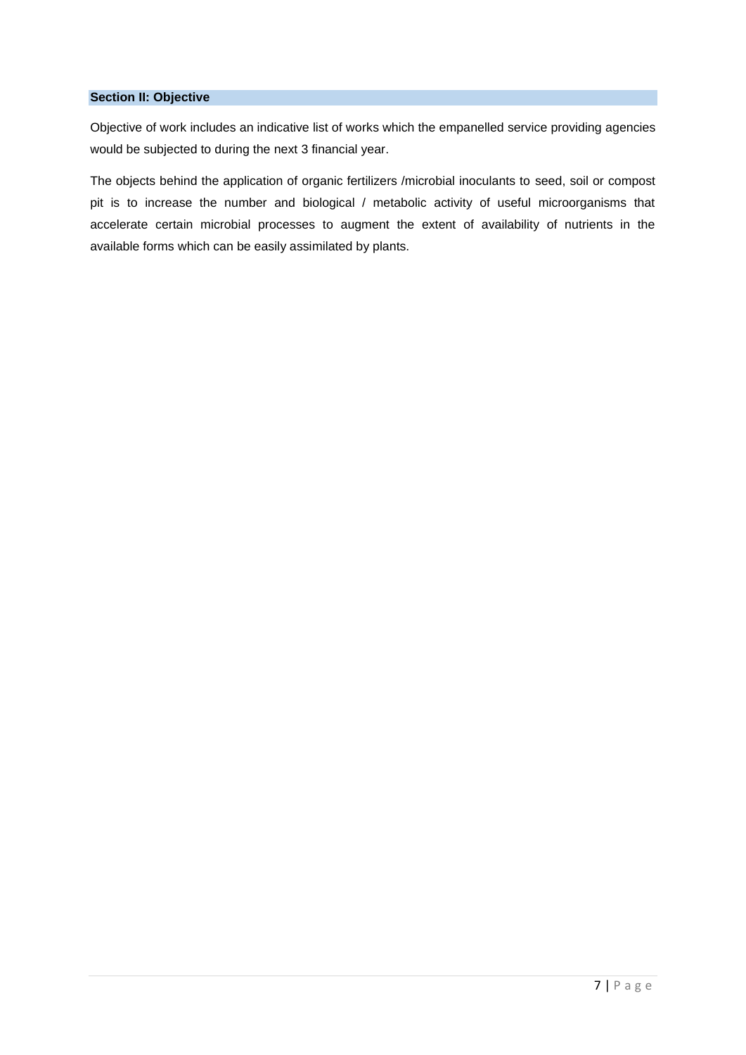## Section II: Objective

Objective of work includes an indicative list of works which the empanelled service providing agencies would be subjected to during the next 3 financial year.

The objects behind the application of organic fertilizers /microbial inoculants to seed, soil or compost pit is to increase the number and biological / metabolic activity of useful microorganisms that accelerate certain microbial processes to augment the extent of availability of nutrients in the available forms which can be easily assimilated by plants.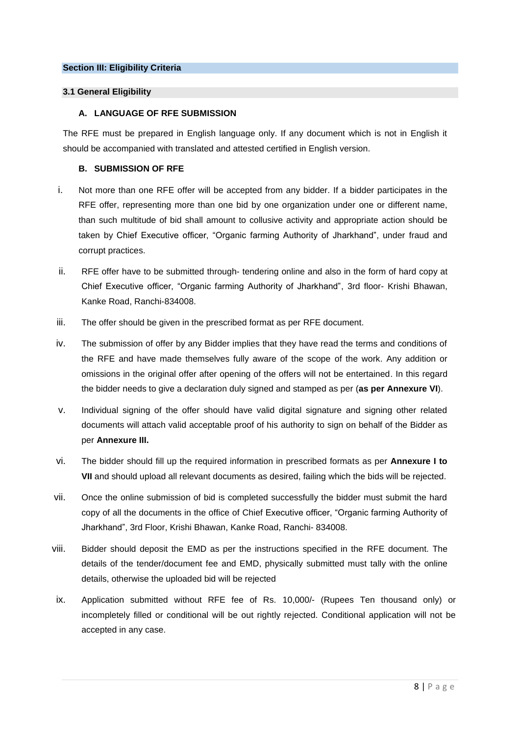## Section III: Eligibility Criteria

### 3.1 General Eligibility

#### A. LANGUAGE OF RFE SUBMISSION

The RFE must be prepared in English language only. If any document which is not in English it should be accompanied with translated and attested certified in English version.

#### B. SUBMISSION OF RFE

i. Not more than one RFE offer will be accepted from any bidder. If a bidder participates in the RFE offer, representing more than one bid by one organization under one or different name, than such multitude of bid shall amount to collusive activity and appropriate action should be taken by Chief Executive officer, "Organic farming Authority of Jharkhand", under fraud and corrupt practices.

ii. RFE offer have to be submitted through- tendering online and also in the form of hard copy at Chief Executive officer, "Organic farming Authority of Jharkhand", 3rd floor- Krishi Bhawan, Kanke Road, Ranchi-834008.

iii. The offer should be given in the prescribed format as per RFE document.

iv. The submission of offer by any Bidder implies that they have read the terms and conditions of the RFE and have made themselves fully aware of the scope of the work. Any addition or omissions in the original offer after opening of the offers will not be entertained. In this regard the bidder needs to give a declaration duly signed and stamped as per (**as per Annexure VI**).

v. Individual signing of the offer should have valid digital signature and signing other related documents will attach valid acceptable proof of his authority to sign on behalf of the Bidder as per **Annexure III.**

vi. The bidder should fill up the required information in prescribed formats as per **Annexure I to VII** and should upload all relevant documents as desired, failing which the bids will be rejected.

vii. Once the online submission of bid is completed successfully the bidder must submit the hard copy of all the documents in the office of Chief Executive officer, "Organic farming Authority of Jharkhand", 3rd Floor, Krishi Bhawan, Kanke Road, Ranchi- 834008.

viii. Bidder should deposit the EMD as per the instructions specified in the RFE document. The details of the tender/document fee and EMD, physically submitted must tally with the online details, otherwise the uploaded bid will be rejected

ix. Application submitted without RFE fee of Rs. 10,000/- (Rupees Ten thousand only) or incompletely filled or conditional will be out rightly rejected. Conditional application will not be accepted in any case.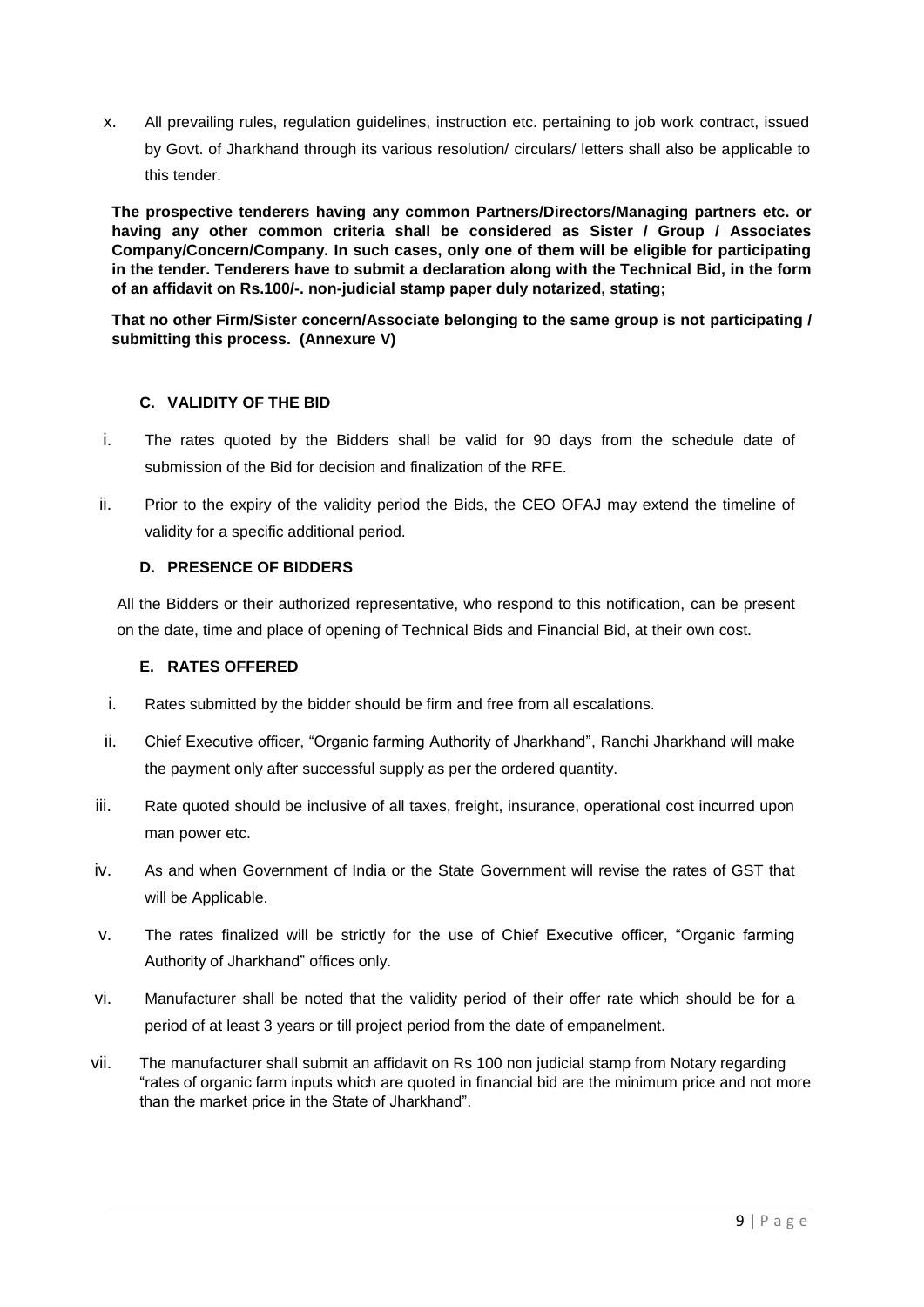x. All prevailing rules, regulation guidelines, instruction etc. pertaining to job work contract, issued by Govt. of Jharkhand through its various resolution/ circulars/ letters shall also be applicable to this tender.

**The prospective tenderers having any common Partners/Directors/Managing partners etc. or having any other common criteria shall be considered as Sister / Group / Associates Company/Concern/Company. In such cases, only one of them will be eligible for participating in the tender. Tenderers have to submit a declaration along with the Technical Bid, in the form of an affidavit on Rs.100/-. non-judicial stamp paper duly notarized, stating;**

**That no other Firm/Sister concern/Associate belonging to the same group is not participating / submitting this process. (Annexure V)**

### C. VALIDITY OF THE BID

i. The rates quoted by the Bidders shall be valid for 90 days from the schedule date of submission of the Bid for decision and finalization of the RFE.

ii. Prior to the expiry of the validity period the Bids, the CEO OFAJ may extend the timeline of validity for a specific additional period.

### D. PRESENCE OF BIDDERS

All the Bidders or their authorized representative, who respond to this notification, can be present on the date, time and place of opening of Technical Bids and Financial Bid, at their own cost.

### E. RATES OFFERED

i. Rates submitted by the bidder should be firm and free from all escalations.

ii. Chief Executive officer, "Organic farming Authority of Jharkhand", Ranchi Jharkhand will make the payment only after successful supply as per the ordered quantity.

iii. Rate quoted should be inclusive of all taxes, freight, insurance, operational cost incurred upon man power etc.

iv. As and when Government of India or the State Government will revise the rates of GST that will be Applicable.

v. The rates finalized will be strictly for the use of Chief Executive officer, "Organic farming Authority of Jharkhand" offices only.

vi. Manufacturer shall be noted that the validity period of their offer rate which should be for a period of at least 3 years or till project period from the date of empanelment.

vii. The manufacturer shall submit an affidavit on Rs 100 non judicial stamp from Notary regarding "rates of organic farm inputs which are quoted in financial bid are the minimum price and not more than the market price in the State of Jharkhand".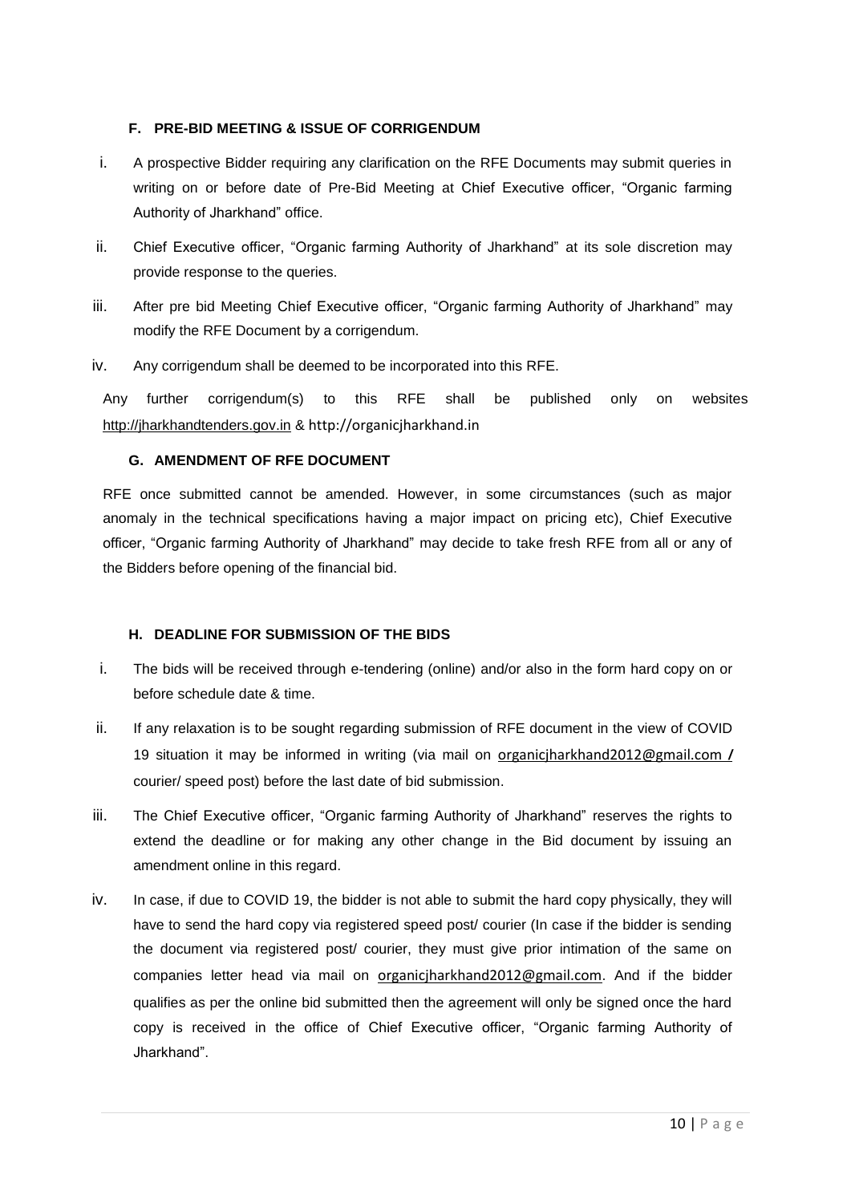### F. PRE-BID MEETING & ISSUE OF CORRIGENDUM

i. A prospective Bidder requiring any clarification on the RFE Documents may submit queries in writing on or before date of Pre-Bid Meeting at Chief Executive officer, "Organic farming Authority of Jharkhand" office.

ii. Chief Executive officer, "Organic farming Authority of Jharkhand" at its sole discretion may provide response to the queries.

iii. After pre bid Meeting Chief Executive officer, "Organic farming Authority of Jharkhand" may modify the RFE Document by a corrigendum.

iv. Any corrigendum shall be deemed to be incorporated into this RFE.

Any further corrigendum(s) to this RFE shall be published only on websites http://jharkhandtenders.gov.in & http://organicjharkhand.in

### G. AMENDMENT OF RFE DOCUMENT

RFE once submitted cannot be amended. However, in some circumstances (such as major anomaly in the technical specifications having a major impact on pricing etc), Chief Executive officer, "Organic farming Authority of Jharkhand" may decide to take fresh RFE from all or any of the Bidders before opening of the financial bid.

### H. DEADLINE FOR SUBMISSION OF THE BIDS

i. The bids will be received through e-tendering (online) and/or also in the form hard copy on or before schedule date & time.

ii. If any relaxation is to be sought regarding submission of RFE document in the view of COVID 19 situation it may be informed in writing (via mail on organicjharkhand2012@gmail.com / courier/ speed post) before the last date of bid submission.

iii. The Chief Executive officer, "Organic farming Authority of Jharkhand" reserves the rights to extend the deadline or for making any other change in the Bid document by issuing an amendment online in this regard.

iv. In case, if due to COVID 19, the bidder is not able to submit the hard copy physically, they will have to send the hard copy via registered speed post/ courier (In case if the bidder is sending the document via registered post/ courier, they must give prior intimation of the same on companies letter head via mail on organicjharkhand2012@gmail.com. And if the bidder qualifies as per the online bid submitted then the agreement will only be signed once the hard copy is received in the office of Chief Executive officer, "Organic farming Authority of Jharkhand".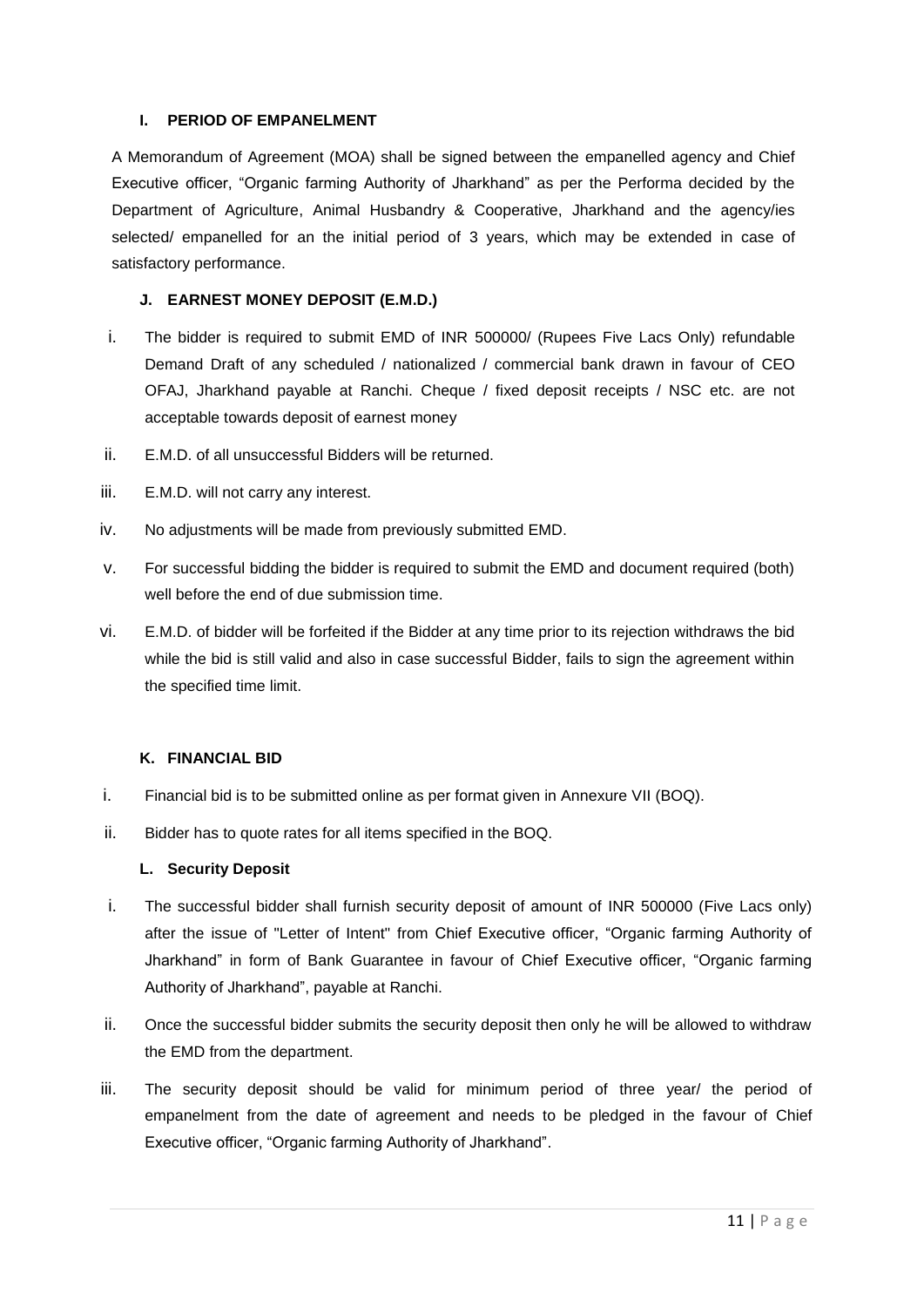### I. PERIOD OF EMPANELMENT

A Memorandum of Agreement (MOA) shall be signed between the empanelled agency and Chief Executive officer, "Organic farming Authority of Jharkhand" as per the Performa decided by the Department of Agriculture, Animal Husbandry & Cooperative, Jharkhand and the agency/ies selected/ empanelled for an the initial period of 3 years, which may be extended in case of satisfactory performance.

### J. EARNEST MONEY DEPOSIT (E.M.D.)

i. The bidder is required to submit EMD of INR 500000/ (Rupees Five Lacs Only) refundable Demand Draft of any scheduled / nationalized / commercial bank drawn in favour of CEO OFAJ, Jharkhand payable at Ranchi. Cheque / fixed deposit receipts / NSC etc. are not acceptable towards deposit of earnest money

ii. E.M.D. of all unsuccessful Bidders will be returned.

iii. E.M.D. will not carry any interest.

iv. No adjustments will be made from previously submitted EMD.

v. For successful bidding the bidder is required to submit the EMD and document required (both) well before the end of due submission time.

vi. E.M.D. of bidder will be forfeited if the Bidder at any time prior to its rejection withdraws the bid while the bid is still valid and also in case successful Bidder, fails to sign the agreement within the specified time limit.

### K. FINANCIAL BID

i. Financial bid is to be submitted online as per format given in Annexure VII (BOQ).

ii. Bidder has to quote rates for all items specified in the BOQ.

### L. Security Deposit

i. The successful bidder shall furnish security deposit of amount of INR 500000 (Five Lacs only) after the issue of "Letter of Intent" from Chief Executive officer, "Organic farming Authority of Jharkhand" in form of Bank Guarantee in favour of Chief Executive officer, "Organic farming Authority of Jharkhand", payable at Ranchi.

ii. Once the successful bidder submits the security deposit then only he will be allowed to withdraw the EMD from the department.

iii. The security deposit should be valid for minimum period of three year/ the period of empanelment from the date of agreement and needs to be pledged in the favour of Chief Executive officer, "Organic farming Authority of Jharkhand".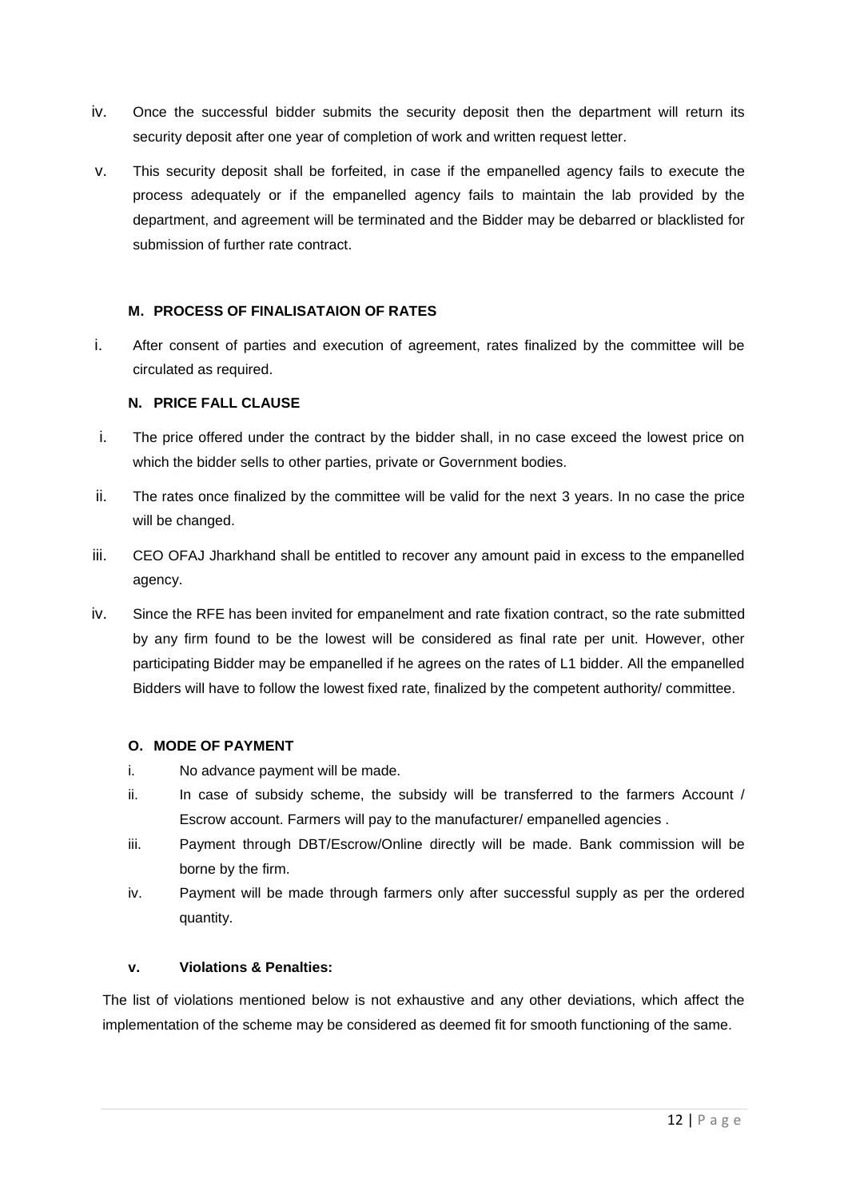iv. Once the successful bidder submits the security deposit then the department will return its security deposit after one year of completion of work and written request letter.

v. This security deposit shall be forfeited, in case if the empanelled agency fails to execute the process adequately or if the empanelled agency fails to maintain the lab provided by the department, and agreement will be terminated and the Bidder may be debarred or blacklisted for submission of further rate contract.

#### M. PROCESS OF FINALISATAION OF RATES

i. After consent of parties and execution of agreement, rates finalized by the committee will be circulated as required.

#### N. PRICE FALL CLAUSE

i. The price offered under the contract by the bidder shall, in no case exceed the lowest price on which the bidder sells to other parties, private or Government bodies.

ii. The rates once finalized by the committee will be valid for the next 3 years. In no case the price will be changed.

iii. CEO OFAJ Jharkhand shall be entitled to recover any amount paid in excess to the empanelled agency.

iv. Since the RFE has been invited for empanelment and rate fixation contract, so the rate submitted by any firm found to be the lowest will be considered as final rate per unit. However, other participating Bidder may be empanelled if he agrees on the rates of L1 bidder. All the empanelled Bidders will have to follow the lowest fixed rate, finalized by the competent authority/ committee.

#### O. MODE OF PAYMENT

i. No advance payment will be made.

ii. In case of subsidy scheme, the subsidy will be transferred to the farmers Account / Escrow account. Farmers will pay to the manufacturer/ empanelled agencies .

iii. Payment through DBT/Escrow/Online directly will be made. Bank commission will be borne by the firm.

iv. Payment will be made through farmers only after successful supply as per the ordered quantity.

#### v. Violations & Penalties:

The list of violations mentioned below is not exhaustive and any other deviations, which affect the implementation of the scheme may be considered as deemed fit for smooth functioning of the same.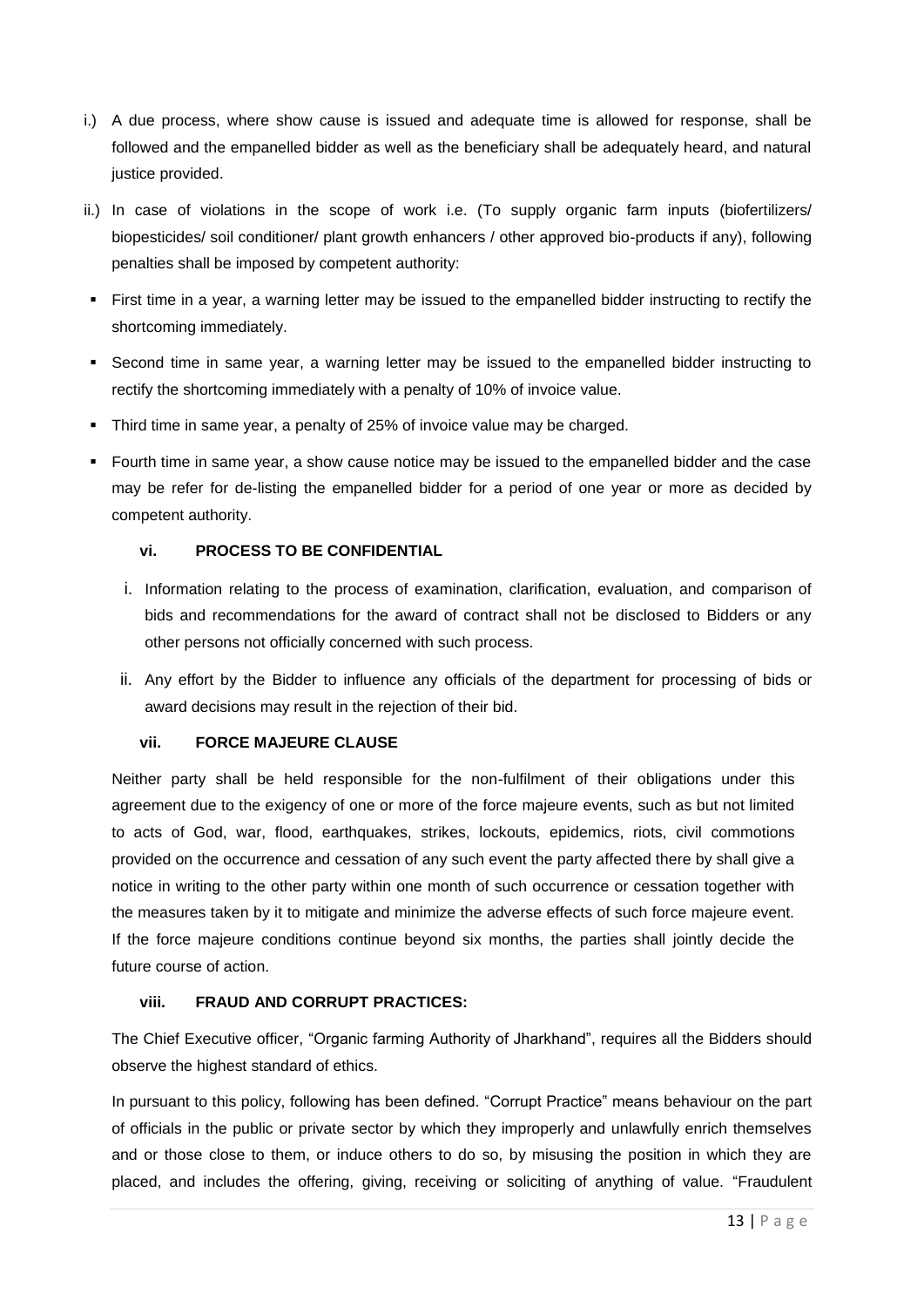i.) A due process, where show cause is issued and adequate time is allowed for response, shall be followed and the empanelled bidder as well as the beneficiary shall be adequately heard, and natural justice provided.

ii.) In case of violations in the scope of work i.e. (To supply organic farm inputs (biofertilizers/ biopesticides/ soil conditioner/ plant growth enhancers / other approved bio-products if any), following penalties shall be imposed by competent authority:

- First time in a year, a warning letter may be issued to the empanelled bidder instructing to rectify the shortcoming immediately.
- Second time in same year, a warning letter may be issued to the empanelled bidder instructing to rectify the shortcoming immediately with a penalty of 10% of invoice value.
- Third time in same year, a penalty of 25% of invoice value may be charged.
- Fourth time in same year, a show cause notice may be issued to the empanelled bidder and the case may be refer for de-listing the empanelled bidder for a period of one year or more as decided by competent authority.

#### vi. PROCESS TO BE CONFIDENTIAL

i. Information relating to the process of examination, clarification, evaluation, and comparison of bids and recommendations for the award of contract shall not be disclosed to Bidders or any other persons not officially concerned with such process.

ii. Any effort by the Bidder to influence any officials of the department for processing of bids or award decisions may result in the rejection of their bid.

#### vii. FORCE MAJEURE CLAUSE

Neither party shall be held responsible for the non-fulfilment of their obligations under this agreement due to the exigency of one or more of the force majeure events, such as but not limited to acts of God, war, flood, earthquakes, strikes, lockouts, epidemics, riots, civil commotions provided on the occurrence and cessation of any such event the party affected there by shall give a notice in writing to the other party within one month of such occurrence or cessation together with the measures taken by it to mitigate and minimize the adverse effects of such force majeure event. If the force majeure conditions continue beyond six months, the parties shall jointly decide the future course of action.

#### viii. FRAUD AND CORRUPT PRACTICES:

The Chief Executive officer, "Organic farming Authority of Jharkhand", requires all the Bidders should observe the highest standard of ethics.

In pursuant to this policy, following has been defined. "Corrupt Practice" means behaviour on the part of officials in the public or private sector by which they improperly and unlawfully enrich themselves and or those close to them, or induce others to do so, by misusing the position in which they are placed, and includes the offering, giving, receiving or soliciting of anything of value. "Fraudulent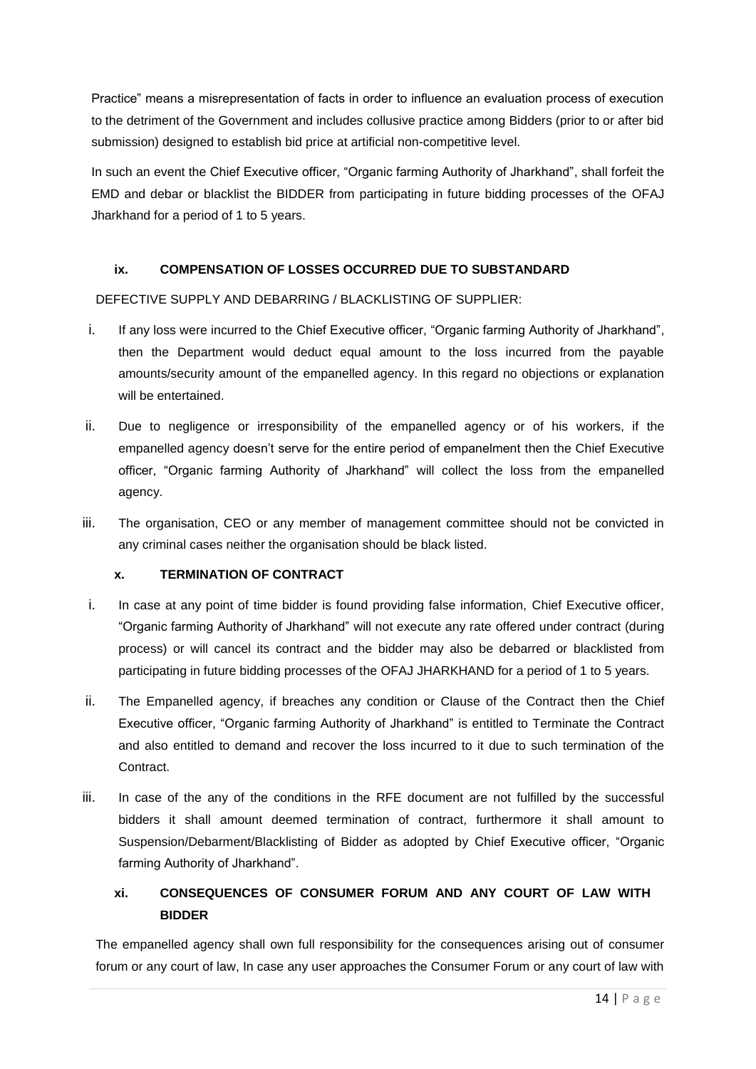Practice" means a misrepresentation of facts in order to influence an evaluation process of execution to the detriment of the Government and includes collusive practice among Bidders (prior to or after bid submission) designed to establish bid price at artificial non-competitive level.

In such an event the Chief Executive officer, "Organic farming Authority of Jharkhand", shall forfeit the EMD and debar or blacklist the BIDDER from participating in future bidding processes of the OFAJ Jharkhand for a period of 1 to 5 years.

#### ix. COMPENSATION OF LOSSES OCCURRED DUE TO SUBSTANDARD

DEFECTIVE SUPPLY AND DEBARRING / BLACKLISTING OF SUPPLIER:

i. If any loss were incurred to the Chief Executive officer, "Organic farming Authority of Jharkhand", then the Department would deduct equal amount to the loss incurred from the payable amounts/security amount of the empanelled agency. In this regard no objections or explanation will be entertained.

ii. Due to negligence or irresponsibility of the empanelled agency or of his workers, if the empanelled agency doesn't serve for the entire period of empanelment then the Chief Executive officer, "Organic farming Authority of Jharkhand" will collect the loss from the empanelled agency.

iii. The organisation, CEO or any member of management committee should not be convicted in any criminal cases neither the organisation should be black listed.

#### x. TERMINATION OF CONTRACT

i. In case at any point of time bidder is found providing false information, Chief Executive officer, "Organic farming Authority of Jharkhand" will not execute any rate offered under contract (during process) or will cancel its contract and the bidder may also be debarred or blacklisted from participating in future bidding processes of the OFAJ JHARKHAND for a period of 1 to 5 years.

ii. The Empanelled agency, if breaches any condition or Clause of the Contract then the Chief Executive officer, "Organic farming Authority of Jharkhand" is entitled to Terminate the Contract and also entitled to demand and recover the loss incurred to it due to such termination of the Contract.

iii. In case of the any of the conditions in the RFE document are not fulfilled by the successful bidders it shall amount deemed termination of contract, furthermore it shall amount to Suspension/Debarment/Blacklisting of Bidder as adopted by Chief Executive officer, "Organic farming Authority of Jharkhand".

#### xi. CONSEQUENCES OF CONSUMER FORUM AND ANY COURT OF LAW WITH BIDDER

The empanelled agency shall own full responsibility for the consequences arising out of consumer forum or any court of law, In case any user approaches the Consumer Forum or any court of law with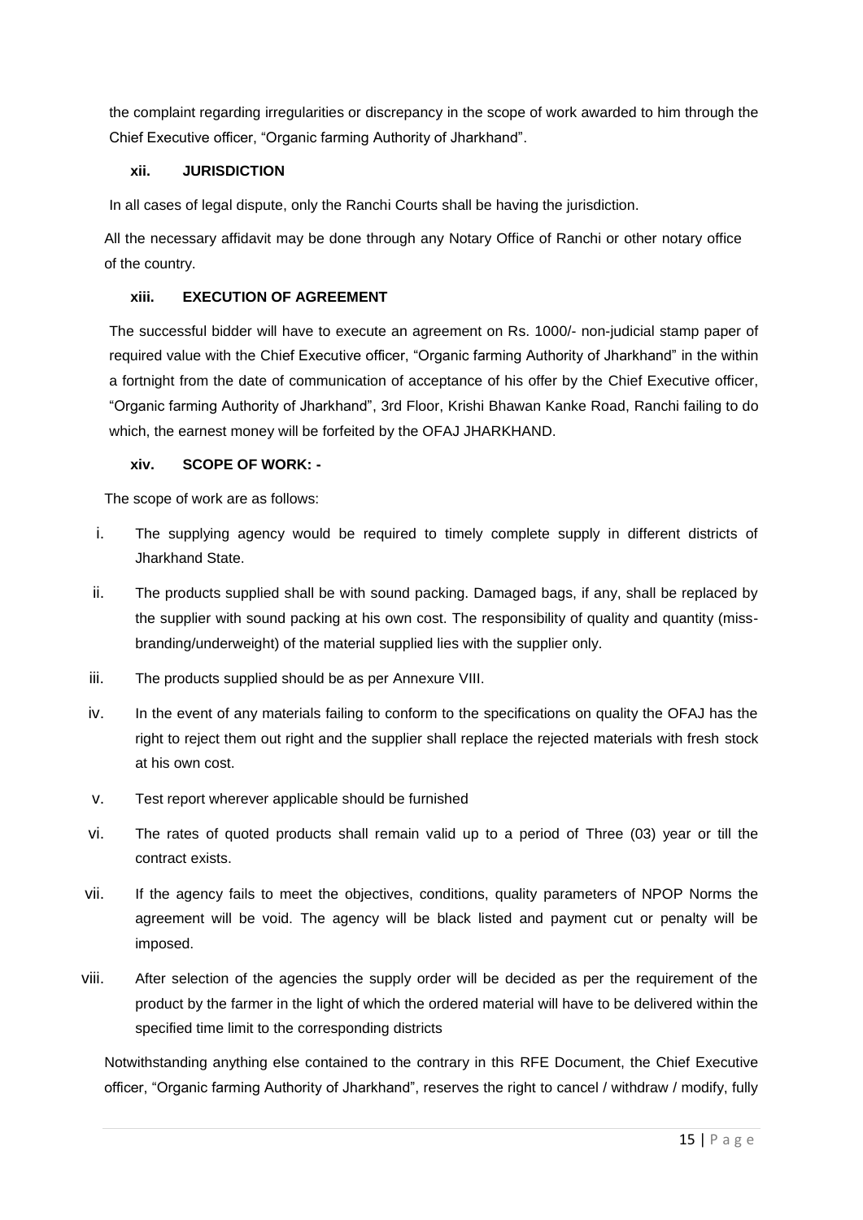the complaint regarding irregularities or discrepancy in the scope of work awarded to him through the Chief Executive officer, "Organic farming Authority of Jharkhand".

**xii. JURISDICTION**

In all cases of legal dispute, only the Ranchi Courts shall be having the jurisdiction.

All the necessary affidavit may be done through any Notary Office of Ranchi or other notary office of the country.

**xiii. EXECUTION OF AGREEMENT**

The successful bidder will have to execute an agreement on Rs. 1000/- non-judicial stamp paper of required value with the Chief Executive officer, "Organic farming Authority of Jharkhand" in the within a fortnight from the date of communication of acceptance of his offer by the Chief Executive officer, "Organic farming Authority of Jharkhand", 3rd Floor, Krishi Bhawan Kanke Road, Ranchi failing to do which, the earnest money will be forfeited by the OFAJ JHARKHAND.

**xiv. SCOPE OF WORK: -**

The scope of work are as follows:

i. The supplying agency would be required to timely complete supply in different districts of Jharkhand State.

ii. The products supplied shall be with sound packing. Damaged bags, if any, shall be replaced by the supplier with sound packing at his own cost. The responsibility of quality and quantity (miss-branding/underweight) of the material supplied lies with the supplier only.

iii. The products supplied should be as per Annexure VIII.

iv. In the event of any materials failing to conform to the specifications on quality the OFAJ has the right to reject them out right and the supplier shall replace the rejected materials with fresh stock at his own cost.

v. Test report wherever applicable should be furnished

vi. The rates of quoted products shall remain valid up to a period of Three (03) year or till the contract exists.

vii. If the agency fails to meet the objectives, conditions, quality parameters of NPOP Norms the agreement will be void. The agency will be black listed and payment cut or penalty will be imposed.

viii. After selection of the agencies the supply order will be decided as per the requirement of the product by the farmer in the light of which the ordered material will have to be delivered within the specified time limit to the corresponding districts

Notwithstanding anything else contained to the contrary in this RFE Document, the Chief Executive officer, "Organic farming Authority of Jharkhand", reserves the right to cancel / withdraw / modify, fully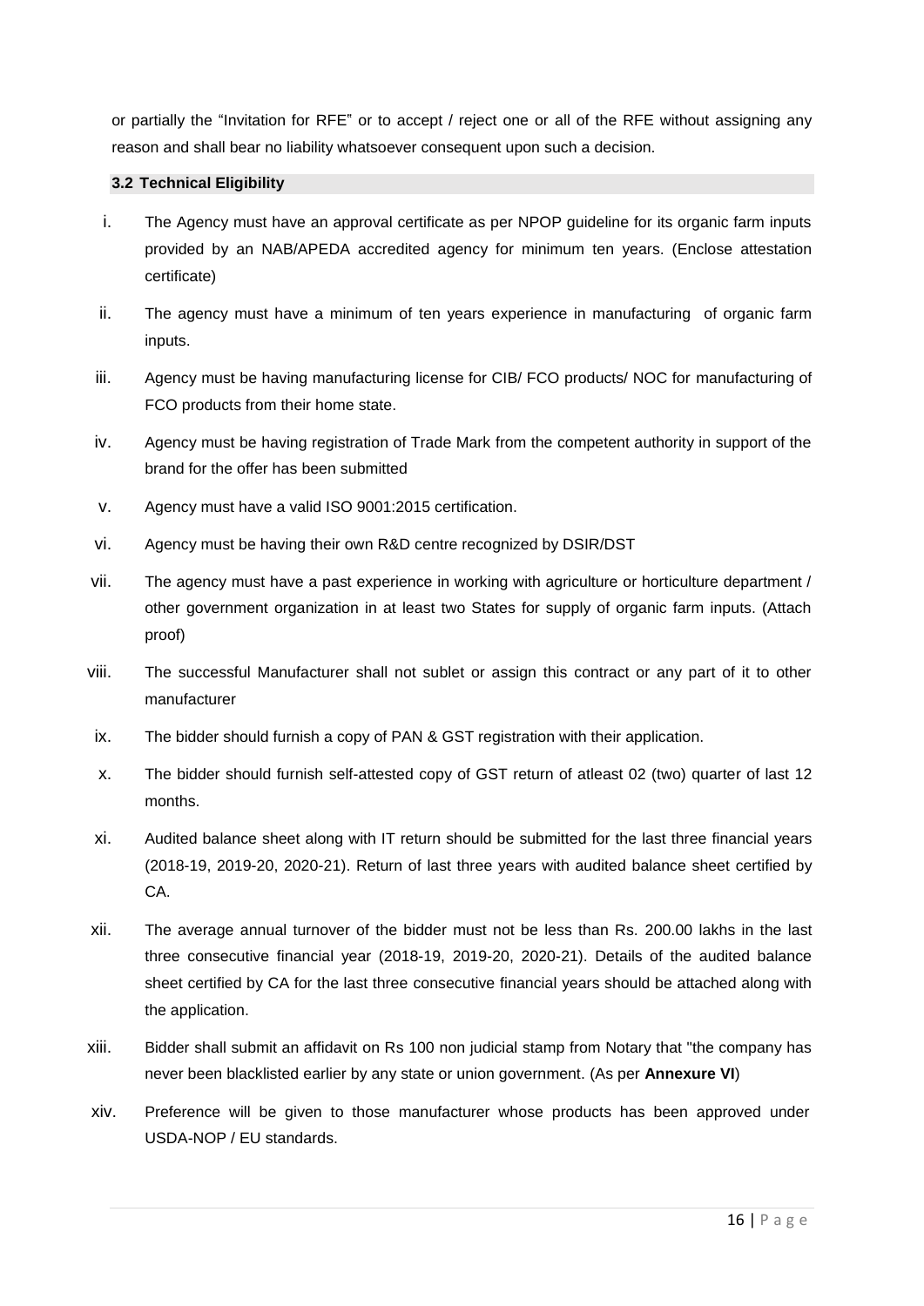or partially the "Invitation for RFE" or to accept / reject one or all of the RFE without assigning any reason and shall bear no liability whatsoever consequent upon such a decision.

### 3.2 Technical Eligibility

i. The Agency must have an approval certificate as per NPOP guideline for its organic farm inputs provided by an NAB/APEDA accredited agency for minimum ten years. (Enclose attestation certificate)

ii. The agency must have a minimum of ten years experience in manufacturing of organic farm inputs.

iii. Agency must be having manufacturing license for CIB/ FCO products/ NOC for manufacturing of FCO products from their home state.

iv. Agency must be having registration of Trade Mark from the competent authority in support of the brand for the offer has been submitted

v. Agency must have a valid ISO 9001:2015 certification.

vi. Agency must be having their own R&D centre recognized by DSIR/DST

vii. The agency must have a past experience in working with agriculture or horticulture department / other government organization in at least two States for supply of organic farm inputs. (Attach proof)

viii. The successful Manufacturer shall not sublet or assign this contract or any part of it to other manufacturer

ix. The bidder should furnish a copy of PAN & GST registration with their application.

x. The bidder should furnish self-attested copy of GST return of atleast 02 (two) quarter of last 12 months.

xi. Audited balance sheet along with IT return should be submitted for the last three financial years (2018-19, 2019-20, 2020-21). Return of last three years with audited balance sheet certified by CA.

xii. The average annual turnover of the bidder must not be less than Rs. 200.00 lakhs in the last three consecutive financial year (2018-19, 2019-20, 2020-21). Details of the audited balance sheet certified by CA for the last three consecutive financial years should be attached along with the application.

xiii. Bidder shall submit an affidavit on Rs 100 non judicial stamp from Notary that "the company has never been blacklisted earlier by any state or union government. (As per **Annexure VI**)

xiv. Preference will be given to those manufacturer whose products has been approved under USDA-NOP / EU standards.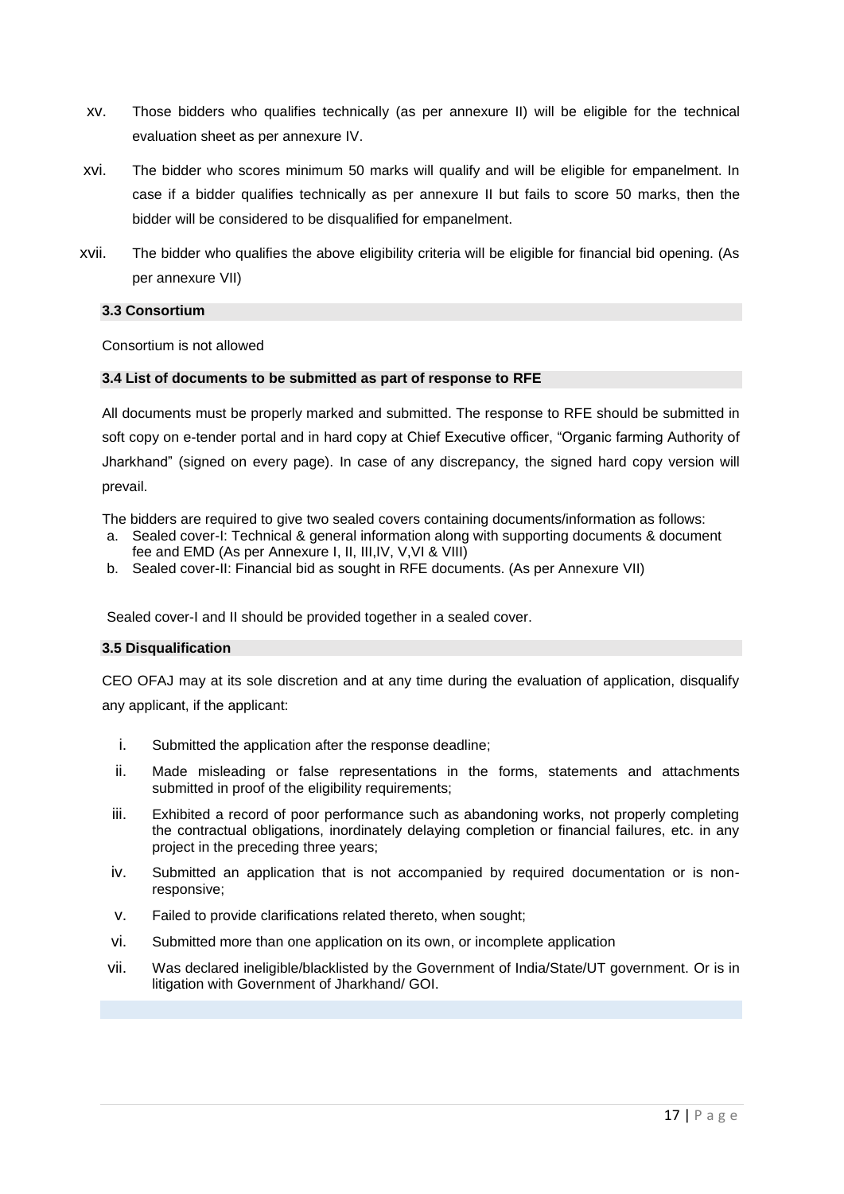xv. Those bidders who qualifies technically (as per annexure II) will be eligible for the technical evaluation sheet as per annexure IV.

xvi. The bidder who scores minimum 50 marks will qualify and will be eligible for empanelment. In case if a bidder qualifies technically as per annexure II but fails to score 50 marks, then the bidder will be considered to be disqualified for empanelment.

xvii. The bidder who qualifies the above eligibility criteria will be eligible for financial bid opening. (As per annexure VII)

### 3.3 Consortium

Consortium is not allowed

### 3.4 List of documents to be submitted as part of response to RFE

All documents must be properly marked and submitted. The response to RFE should be submitted in soft copy on e-tender portal and in hard copy at Chief Executive officer, "Organic farming Authority of Jharkhand" (signed on every page). In case of any discrepancy, the signed hard copy version will prevail.

The bidders are required to give two sealed covers containing documents/information as follows:

a. Sealed cover-I: Technical & general information along with supporting documents & document fee and EMD (As per Annexure I, II, III,IV, V,VI & VIII)
b. Sealed cover-II: Financial bid as sought in RFE documents. (As per Annexure VII)

Sealed cover-I and II should be provided together in a sealed cover.

### 3.5 Disqualification

CEO OFAJ may at its sole discretion and at any time during the evaluation of application, disqualify any applicant, if the applicant:

i. Submitted the application after the response deadline;
ii. Made misleading or false representations in the forms, statements and attachments submitted in proof of the eligibility requirements;
iii. Exhibited a record of poor performance such as abandoning works, not properly completing the contractual obligations, inordinately delaying completion or financial failures, etc. in any project in the preceding three years;
iv. Submitted an application that is not accompanied by required documentation or is non-responsive;
v. Failed to provide clarifications related thereto, when sought;
vi. Submitted more than one application on its own, or incomplete application
vii. Was declared ineligible/blacklisted by the Government of India/State/UT government. Or is in litigation with Government of Jharkhand/ GOI.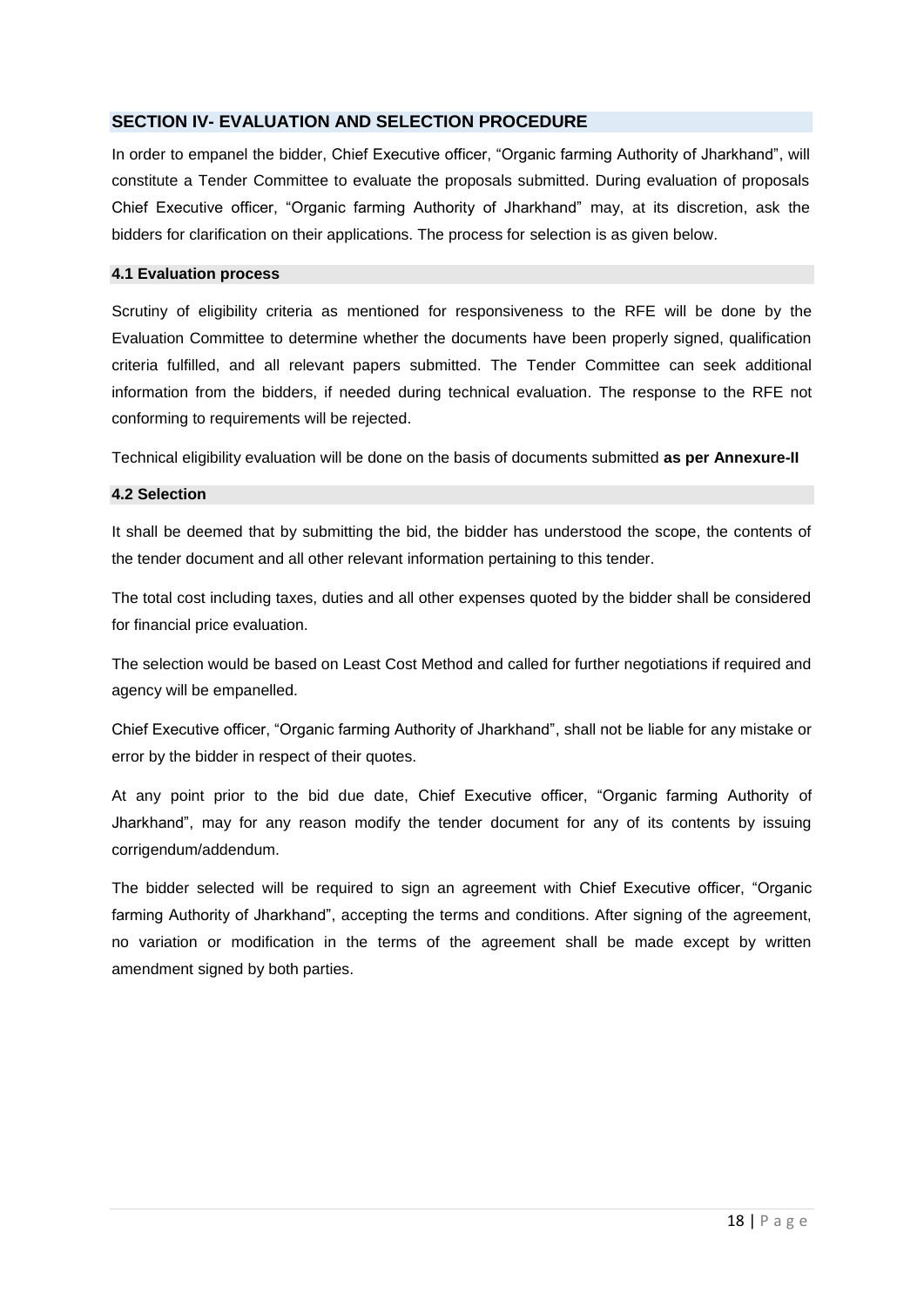## SECTION IV- EVALUATION AND SELECTION PROCEDURE

In order to empanel the bidder, Chief Executive officer, “Organic farming Authority of Jharkhand”, will constitute a Tender Committee to evaluate the proposals submitted. During evaluation of proposals Chief Executive officer, “Organic farming Authority of Jharkhand” may, at its discretion, ask the bidders for clarification on their applications. The process for selection is as given below.

### 4.1 Evaluation process

Scrutiny of eligibility criteria as mentioned for responsiveness to the RFE will be done by the Evaluation Committee to determine whether the documents have been properly signed, qualification criteria fulfilled, and all relevant papers submitted. The Tender Committee can seek additional information from the bidders, if needed during technical evaluation. The response to the RFE not conforming to requirements will be rejected.

Technical eligibility evaluation will be done on the basis of documents submitted **as per Annexure-II**

### 4.2 Selection

It shall be deemed that by submitting the bid, the bidder has understood the scope, the contents of the tender document and all other relevant information pertaining to this tender.

The total cost including taxes, duties and all other expenses quoted by the bidder shall be considered for financial price evaluation.

The selection would be based on Least Cost Method and called for further negotiations if required and agency will be empanelled.

Chief Executive officer, “Organic farming Authority of Jharkhand”, shall not be liable for any mistake or error by the bidder in respect of their quotes.

At any point prior to the bid due date, Chief Executive officer, “Organic farming Authority of Jharkhand”, may for any reason modify the tender document for any of its contents by issuing corrigendum/addendum.

The bidder selected will be required to sign an agreement with Chief Executive officer, “Organic farming Authority of Jharkhand”, accepting the terms and conditions. After signing of the agreement, no variation or modification in the terms of the agreement shall be made except by written amendment signed by both parties.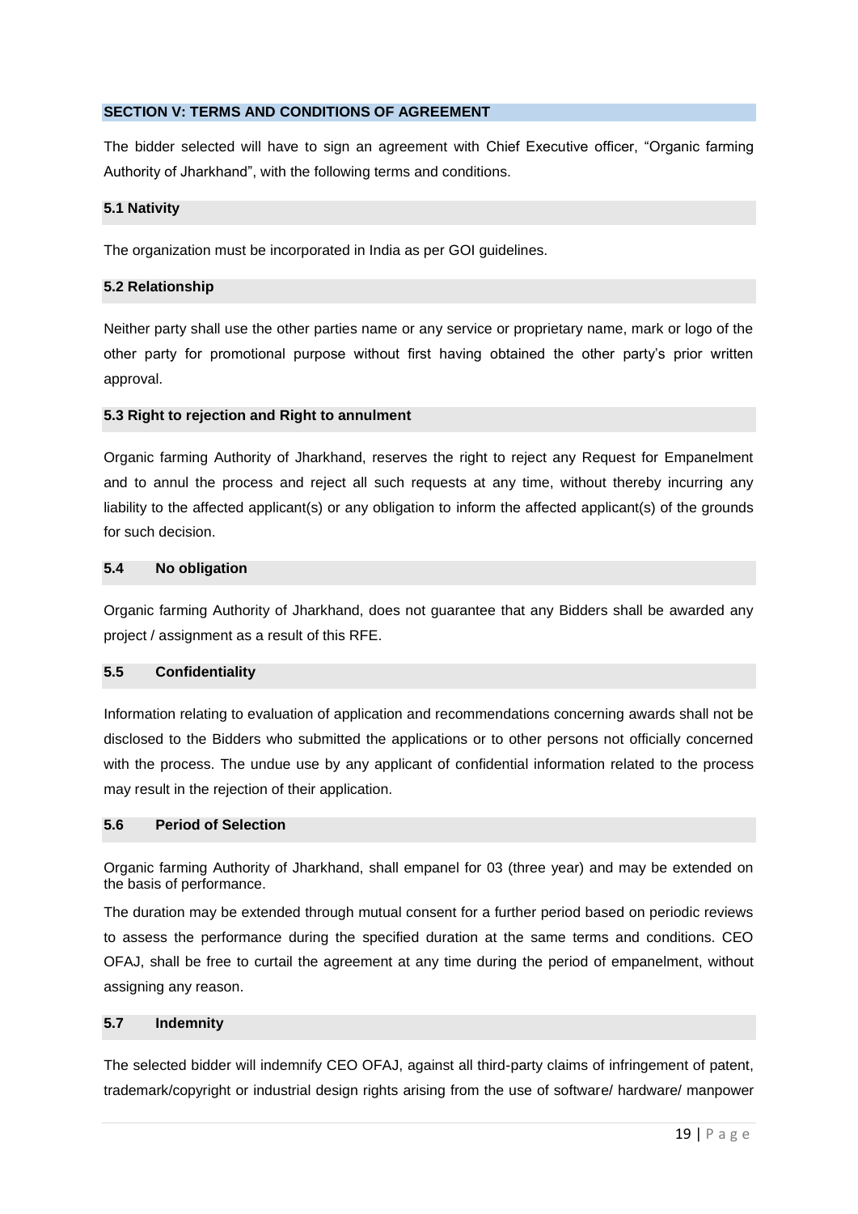## SECTION V: TERMS AND CONDITIONS OF AGREEMENT

The bidder selected will have to sign an agreement with Chief Executive officer, "Organic farming Authority of Jharkhand", with the following terms and conditions.

### 5.1 Nativity

The organization must be incorporated in India as per GOI guidelines.

### 5.2 Relationship

Neither party shall use the other parties name or any service or proprietary name, mark or logo of the other party for promotional purpose without first having obtained the other party's prior written approval.

### 5.3 Right to rejection and Right to annulment

Organic farming Authority of Jharkhand, reserves the right to reject any Request for Empanelment and to annul the process and reject all such requests at any time, without thereby incurring any liability to the affected applicant(s) or any obligation to inform the affected applicant(s) of the grounds for such decision.

### 5.4 No obligation

Organic farming Authority of Jharkhand, does not guarantee that any Bidders shall be awarded any project / assignment as a result of this RFE.

### 5.5 Confidentiality

Information relating to evaluation of application and recommendations concerning awards shall not be disclosed to the Bidders who submitted the applications or to other persons not officially concerned with the process. The undue use by any applicant of confidential information related to the process may result in the rejection of their application.

### 5.6 Period of Selection

Organic farming Authority of Jharkhand, shall empanel for 03 (three year) and may be extended on the basis of performance.

The duration may be extended through mutual consent for a further period based on periodic reviews to assess the performance during the specified duration at the same terms and conditions. CEO OFAJ, shall be free to curtail the agreement at any time during the period of empanelment, without assigning any reason.

### 5.7 Indemnity

The selected bidder will indemnify CEO OFAJ, against all third-party claims of infringement of patent, trademark/copyright or industrial design rights arising from the use of software/ hardware/ manpower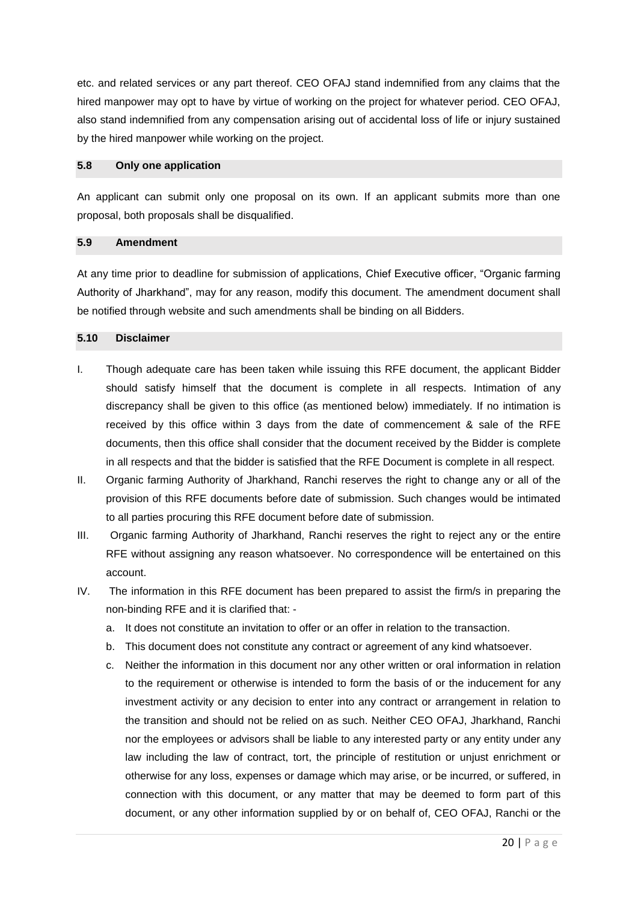etc. and related services or any part thereof. CEO OFAJ stand indemnified from any claims that the hired manpower may opt to have by virtue of working on the project for whatever period. CEO OFAJ, also stand indemnified from any compensation arising out of accidental loss of life or injury sustained by the hired manpower while working on the project.

### 5.8 Only one application

An applicant can submit only one proposal on its own. If an applicant submits more than one proposal, both proposals shall be disqualified.

### 5.9 Amendment

At any time prior to deadline for submission of applications, Chief Executive officer, "Organic farming Authority of Jharkhand", may for any reason, modify this document. The amendment document shall be notified through website and such amendments shall be binding on all Bidders.

### 5.10 Disclaimer

I. Though adequate care has been taken while issuing this RFE document, the applicant Bidder should satisfy himself that the document is complete in all respects. Intimation of any discrepancy shall be given to this office (as mentioned below) immediately. If no intimation is received by this office within 3 days from the date of commencement & sale of the RFE documents, then this office shall consider that the document received by the Bidder is complete in all respects and that the bidder is satisfied that the RFE Document is complete in all respect.

II. Organic farming Authority of Jharkhand, Ranchi reserves the right to change any or all of the provision of this RFE documents before date of submission. Such changes would be intimated to all parties procuring this RFE document before date of submission.

III. Organic farming Authority of Jharkhand, Ranchi reserves the right to reject any or the entire RFE without assigning any reason whatsoever. No correspondence will be entertained on this account.

IV. The information in this RFE document has been prepared to assist the firm/s in preparing the non-binding RFE and it is clarified that: -

   a. It does not constitute an invitation to offer or an offer in relation to the transaction.
   b. This document does not constitute any contract or agreement of any kind whatsoever.
   c. Neither the information in this document nor any other written or oral information in relation to the requirement or otherwise is intended to form the basis of or the inducement for any investment activity or any decision to enter into any contract or arrangement in relation to the transition and should not be relied on as such. Neither CEO OFAJ, Jharkhand, Ranchi nor the employees or advisors shall be liable to any interested party or any entity under any law including the law of contract, tort, the principle of restitution or unjust enrichment or otherwise for any loss, expenses or damage which may arise, or be incurred, or suffered, in connection with this document, or any matter that may be deemed to form part of this document, or any other information supplied by or on behalf of, CEO OFAJ, Ranchi or the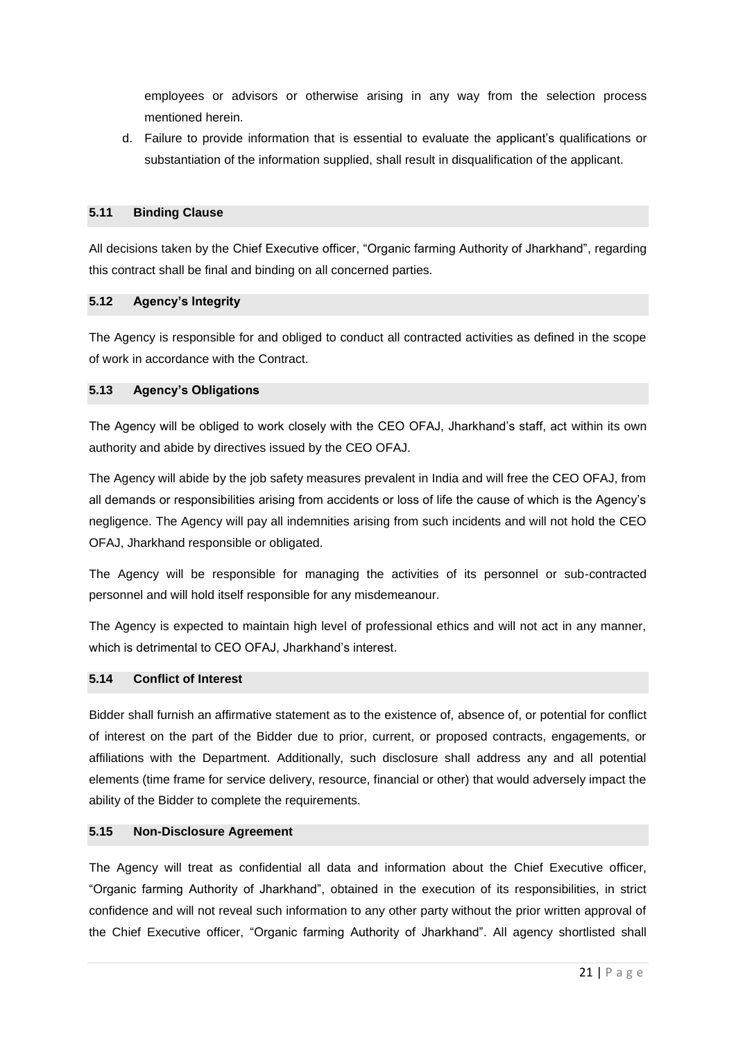employees or advisors or otherwise arising in any way from the selection process mentioned herein.

d. Failure to provide information that is essential to evaluate the applicant's qualifications or substantiation of the information supplied, shall result in disqualification of the applicant.

### 5.11 Binding Clause

All decisions taken by the Chief Executive officer, "Organic farming Authority of Jharkhand", regarding this contract shall be final and binding on all concerned parties.

### 5.12 Agency's Integrity

The Agency is responsible for and obliged to conduct all contracted activities as defined in the scope of work in accordance with the Contract.

### 5.13 Agency's Obligations

The Agency will be obliged to work closely with the CEO OFAJ, Jharkhand's staff, act within its own authority and abide by directives issued by the CEO OFAJ.

The Agency will abide by the job safety measures prevalent in India and will free the CEO OFAJ, from all demands or responsibilities arising from accidents or loss of life the cause of which is the Agency's negligence. The Agency will pay all indemnities arising from such incidents and will not hold the CEO OFAJ, Jharkhand responsible or obligated.

The Agency will be responsible for managing the activities of its personnel or sub-contracted personnel and will hold itself responsible for any misdemeanour.

The Agency is expected to maintain high level of professional ethics and will not act in any manner, which is detrimental to CEO OFAJ, Jharkhand's interest.

### 5.14 Conflict of Interest

Bidder shall furnish an affirmative statement as to the existence of, absence of, or potential for conflict of interest on the part of the Bidder due to prior, current, or proposed contracts, engagements, or affiliations with the Department. Additionally, such disclosure shall address any and all potential elements (time frame for service delivery, resource, financial or other) that would adversely impact the ability of the Bidder to complete the requirements.

### 5.15 Non-Disclosure Agreement

The Agency will treat as confidential all data and information about the Chief Executive officer, "Organic farming Authority of Jharkhand", obtained in the execution of its responsibilities, in strict confidence and will not reveal such information to any other party without the prior written approval of the Chief Executive officer, "Organic farming Authority of Jharkhand". All agency shortlisted shall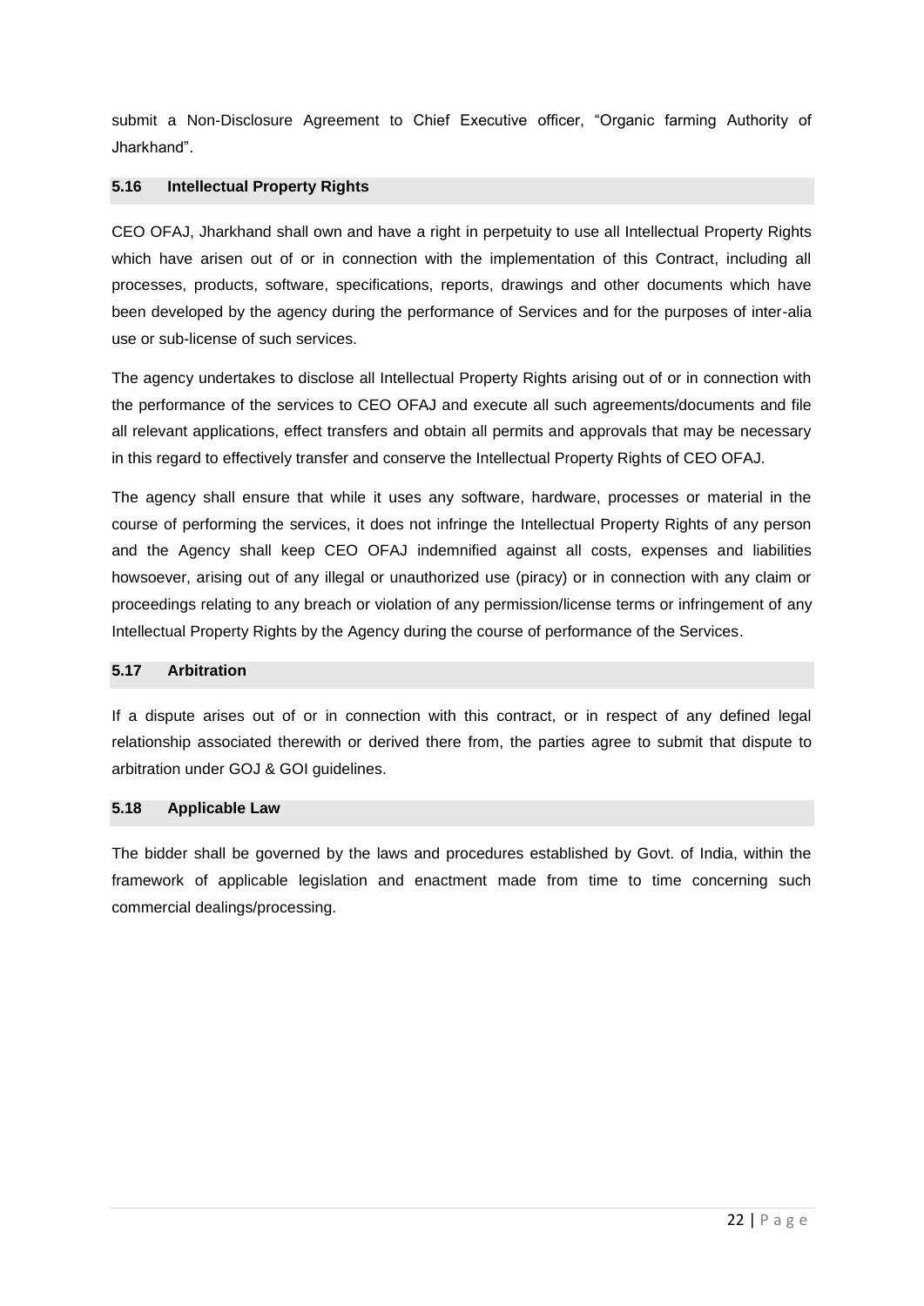submit a Non-Disclosure Agreement to Chief Executive officer, “Organic farming Authority of Jharkhand”.

### 5.16 Intellectual Property Rights

CEO OFAJ, Jharkhand shall own and have a right in perpetuity to use all Intellectual Property Rights which have arisen out of or in connection with the implementation of this Contract, including all processes, products, software, specifications, reports, drawings and other documents which have been developed by the agency during the performance of Services and for the purposes of inter-alia use or sub-license of such services.

The agency undertakes to disclose all Intellectual Property Rights arising out of or in connection with the performance of the services to CEO OFAJ and execute all such agreements/documents and file all relevant applications, effect transfers and obtain all permits and approvals that may be necessary in this regard to effectively transfer and conserve the Intellectual Property Rights of CEO OFAJ.

The agency shall ensure that while it uses any software, hardware, processes or material in the course of performing the services, it does not infringe the Intellectual Property Rights of any person and the Agency shall keep CEO OFAJ indemnified against all costs, expenses and liabilities howsoever, arising out of any illegal or unauthorized use (piracy) or in connection with any claim or proceedings relating to any breach or violation of any permission/license terms or infringement of any Intellectual Property Rights by the Agency during the course of performance of the Services.

### 5.17 Arbitration

If a dispute arises out of or in connection with this contract, or in respect of any defined legal relationship associated therewith or derived there from, the parties agree to submit that dispute to arbitration under GOJ & GOI guidelines.

### 5.18 Applicable Law

The bidder shall be governed by the laws and procedures established by Govt. of India, within the framework of applicable legislation and enactment made from time to time concerning such commercial dealings/processing.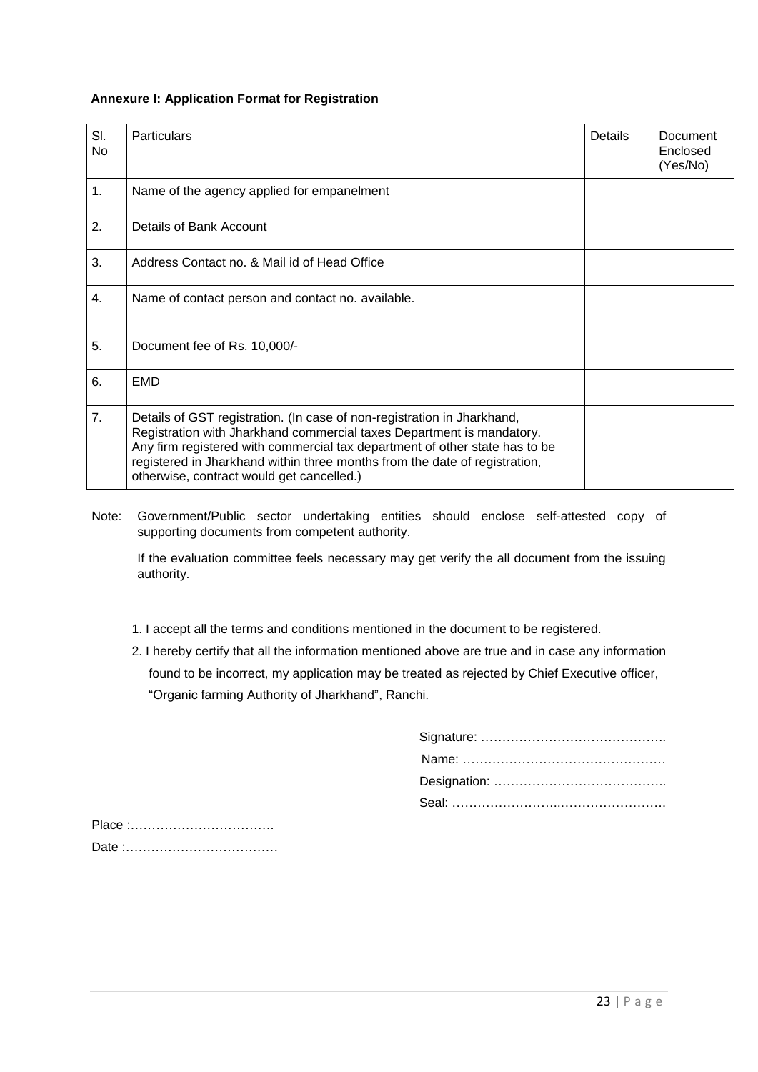**Annexure I: Application Format for Registration**

| Sl. No | Particulars | Details | Document Enclosed (Yes/No) |
|---|---|---|---|
| 1. | Name of the agency applied for empanelment | | |
| 2. | Details of Bank Account | | |
| 3. | Address Contact no. & Mail id of Head Office | | |
| 4. | Name of contact person and contact no. available. | | |
| 5. | Document fee of Rs. 10,000/- | | |
| 6. | EMD | | |
| 7. | Details of GST registration. (In case of non-registration in Jharkhand, Registration with Jharkhand commercial taxes Department is mandatory. Any firm registered with commercial tax department of other state has to be registered in Jharkhand within three months from the date of registration, otherwise, contract would get cancelled.) | | |

Note: Government/Public sector undertaking entities should enclose self-attested copy of supporting documents from competent authority.

If the evaluation committee feels necessary may get verify the all document from the issuing authority.

1. I accept all the terms and conditions mentioned in the document to be registered.
2. I hereby certify that all the information mentioned above are true and in case any information found to be incorrect, my application may be treated as rejected by Chief Executive officer, "Organic farming Authority of Jharkhand", Ranchi.

Signature: ……………………………………..

Name: …………………………………………

Designation: …………………………………..

Seal: ……………………..…………………….

Place :…………………………….

Date :………………………………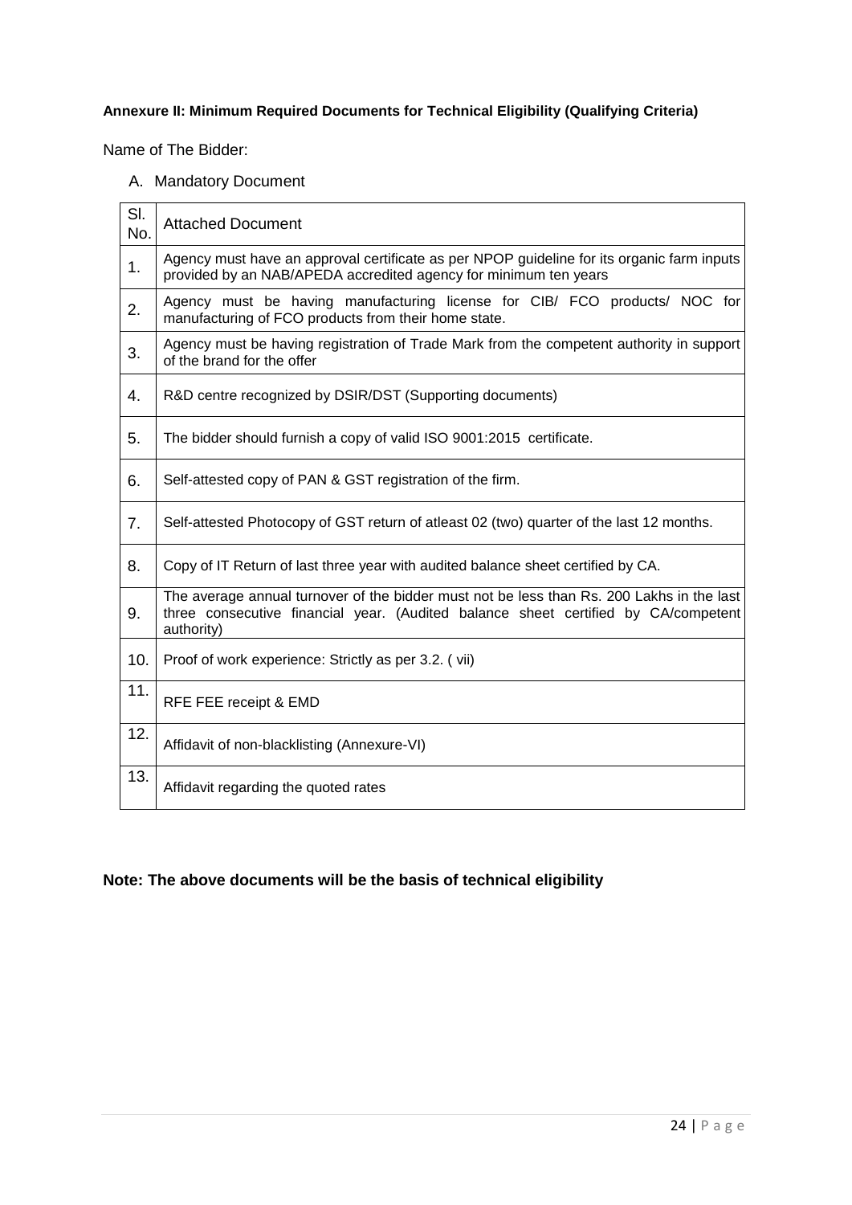**Annexure II: Minimum Required Documents for Technical Eligibility (Qualifying Criteria)**

Name of The Bidder:

A. Mandatory Document

| Sl. No. | Attached Document |
|---|---|
| 1. | Agency must have an approval certificate as per NPOP guideline for its organic farm inputs provided by an NAB/APEDA accredited agency for minimum ten years |
| 2. | Agency must be having manufacturing license for CIB/ FCO products/ NOC for manufacturing of FCO products from their home state. |
| 3. | Agency must be having registration of Trade Mark from the competent authority in support of the brand for the offer |
| 4. | R&D centre recognized by DSIR/DST (Supporting documents) |
| 5. | The bidder should furnish a copy of valid ISO 9001:2015 certificate. |
| 6. | Self-attested copy of PAN & GST registration of the firm. |
| 7. | Self-attested Photocopy of GST return of atleast 02 (two) quarter of the last 12 months. |
| 8. | Copy of IT Return of last three year with audited balance sheet certified by CA. |
| 9. | The average annual turnover of the bidder must not be less than Rs. 200 Lakhs in the last three consecutive financial year. (Audited balance sheet certified by CA/competent authority) |
| 10. | Proof of work experience: Strictly as per 3.2. ( vii) |
| 11. | RFE FEE receipt & EMD |
| 12. | Affidavit of non-blacklisting (Annexure-VI) |
| 13. | Affidavit regarding the quoted rates |

**Note: The above documents will be the basis of technical eligibility**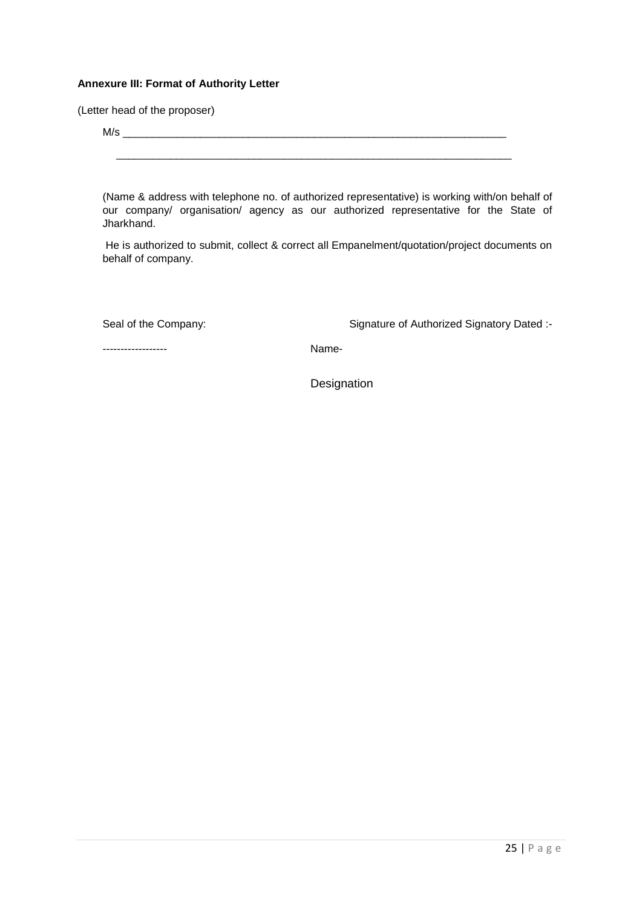**Annexure III: Format of Authority Letter**

(Letter head of the proposer)

M/s ___________________________________________________________________

___________________________________________________________________

(Name & address with telephone no. of authorized representative) is working with/on behalf of our company/ organisation/ agency as our authorized representative for the State of Jharkhand.

He is authorized to submit, collect & correct all Empanelment/quotation/project documents on behalf of company.

Seal of the Company: Signature of Authorized Signatory Dated :-

------------------ Name-

Designation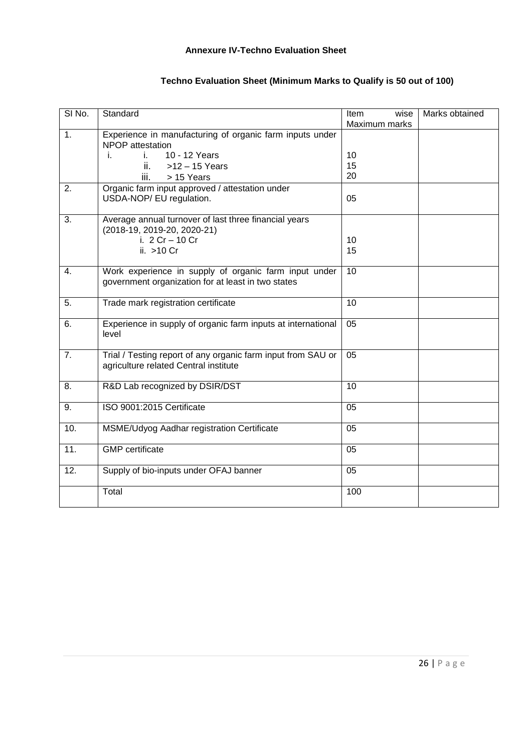**Annexure IV-Techno Evaluation Sheet**

**Techno Evaluation Sheet (Minimum Marks to Qualify is 50 out of 100)**

| SI No. | Standard | Item wise Maximum marks | Marks obtained |
|---|---|---|---|
| 1. | Experience in manufacturing of organic farm inputs under NPOP attestation<br>i. i. 10 - 12 Years<br>ii. >12 – 15 Years<br>iii. > 15 Years | <br><br>10<br>15<br>20 | |
| 2. | Organic farm input approved / attestation under USDA-NOP/ EU regulation. | 05 | |
| 3. | Average annual turnover of last three financial years (2018-19, 2019-20, 2020-21)<br>i. 2 Cr – 10 Cr<br>ii. >10 Cr | <br><br>10<br>15 | |
| 4. | Work experience in supply of organic farm input under government organization for at least in two states | 10 | |
| 5. | Trade mark registration certificate | 10 | |
| 6. | Experience in supply of organic farm inputs at international level | 05 | |
| 7. | Trial / Testing report of any organic farm input from SAU or agriculture related Central institute | 05 | |
| 8. | R&D Lab recognized by DSIR/DST | 10 | |
| 9. | ISO 9001:2015 Certificate | 05 | |
| 10. | MSME/Udyog Aadhar registration Certificate | 05 | |
| 11. | GMP certificate | 05 | |
| 12. | Supply of bio-inputs under OFAJ banner | 05 | |
| | Total | 100 | |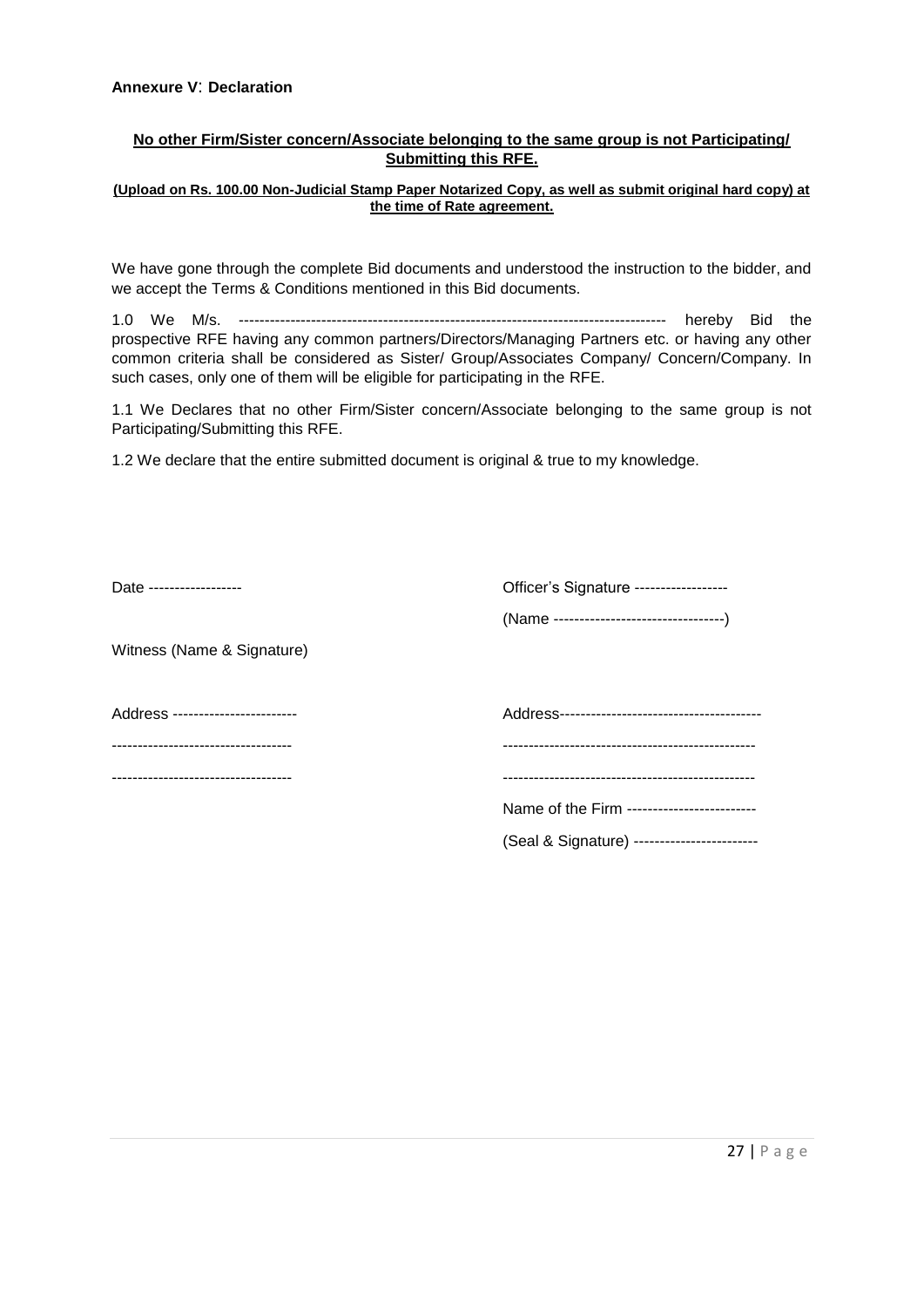**Annexure V: Declaration**

**No other Firm/Sister concern/Associate belonging to the same group is not Participating/ Submitting this RFE.**

**(Upload on Rs. 100.00 Non-Judicial Stamp Paper Notarized Copy, as well as submit original hard copy) at the time of Rate agreement.**

We have gone through the complete Bid documents and understood the instruction to the bidder, and we accept the Terms & Conditions mentioned in this Bid documents.

1.0 We M/s. ---------------------------------------------------------------------------------- hereby Bid the prospective RFE having any common partners/Directors/Managing Partners etc. or having any other common criteria shall be considered as Sister/ Group/Associates Company/ Concern/Company. In such cases, only one of them will be eligible for participating in the RFE.

1.1 We Declares that no other Firm/Sister concern/Associate belonging to the same group is not Participating/Submitting this RFE.

1.2 We declare that the entire submitted document is original & true to my knowledge.

Date ------------------

Officer's Signature ------------------

(Name ---------------------------------)

Witness (Name & Signature)

Address ------------------------

-----------------------------------

-----------------------------------

Address---------------------------------------

-------------------------------------------------

-------------------------------------------------

Name of the Firm -------------------------

(Seal & Signature) ------------------------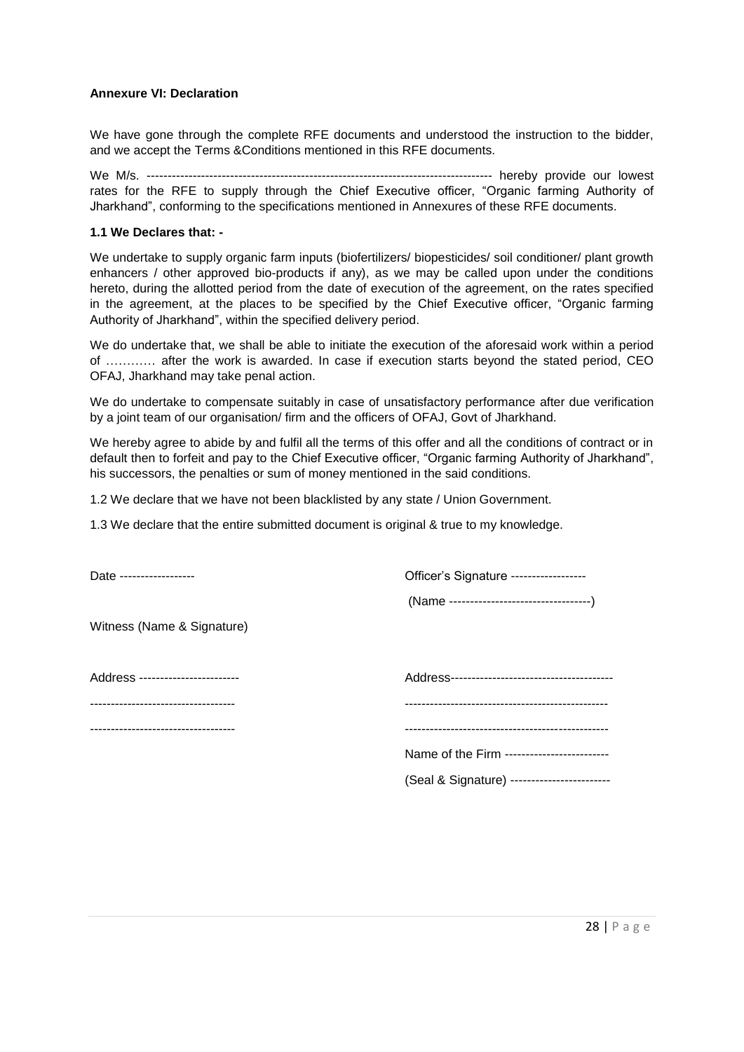**Annexure VI: Declaration**

We have gone through the complete RFE documents and understood the instruction to the bidder, and we accept the Terms &Conditions mentioned in this RFE documents.

We M/s. ---------------------------------------------------------------------------------- hereby provide our lowest rates for the RFE to supply through the Chief Executive officer, "Organic farming Authority of Jharkhand", conforming to the specifications mentioned in Annexures of these RFE documents.

**1.1 We Declares that: -**

We undertake to supply organic farm inputs (biofertilizers/ biopesticides/ soil conditioner/ plant growth enhancers / other approved bio-products if any), as we may be called upon under the conditions hereto, during the allotted period from the date of execution of the agreement, on the rates specified in the agreement, at the places to be specified by the Chief Executive officer, "Organic farming Authority of Jharkhand", within the specified delivery period.

We do undertake that, we shall be able to initiate the execution of the aforesaid work within a period of ………… after the work is awarded. In case if execution starts beyond the stated period, CEO OFAJ, Jharkhand may take penal action.

We do undertake to compensate suitably in case of unsatisfactory performance after due verification by a joint team of our organisation/ firm and the officers of OFAJ, Govt of Jharkhand.

We hereby agree to abide by and fulfil all the terms of this offer and all the conditions of contract or in default then to forfeit and pay to the Chief Executive officer, "Organic farming Authority of Jharkhand", his successors, the penalties or sum of money mentioned in the said conditions.

1.2 We declare that we have not been blacklisted by any state / Union Government.

1.3 We declare that the entire submitted document is original & true to my knowledge.

Date ------------------

Officer's Signature ------------------

(Name ----------------------------------)

Witness (Name & Signature)

Address ------------------------

----------------------------------

----------------------------------

Address---------------------------------------

------------------------------------------------

------------------------------------------------

Name of the Firm -------------------------

(Seal & Signature) ------------------------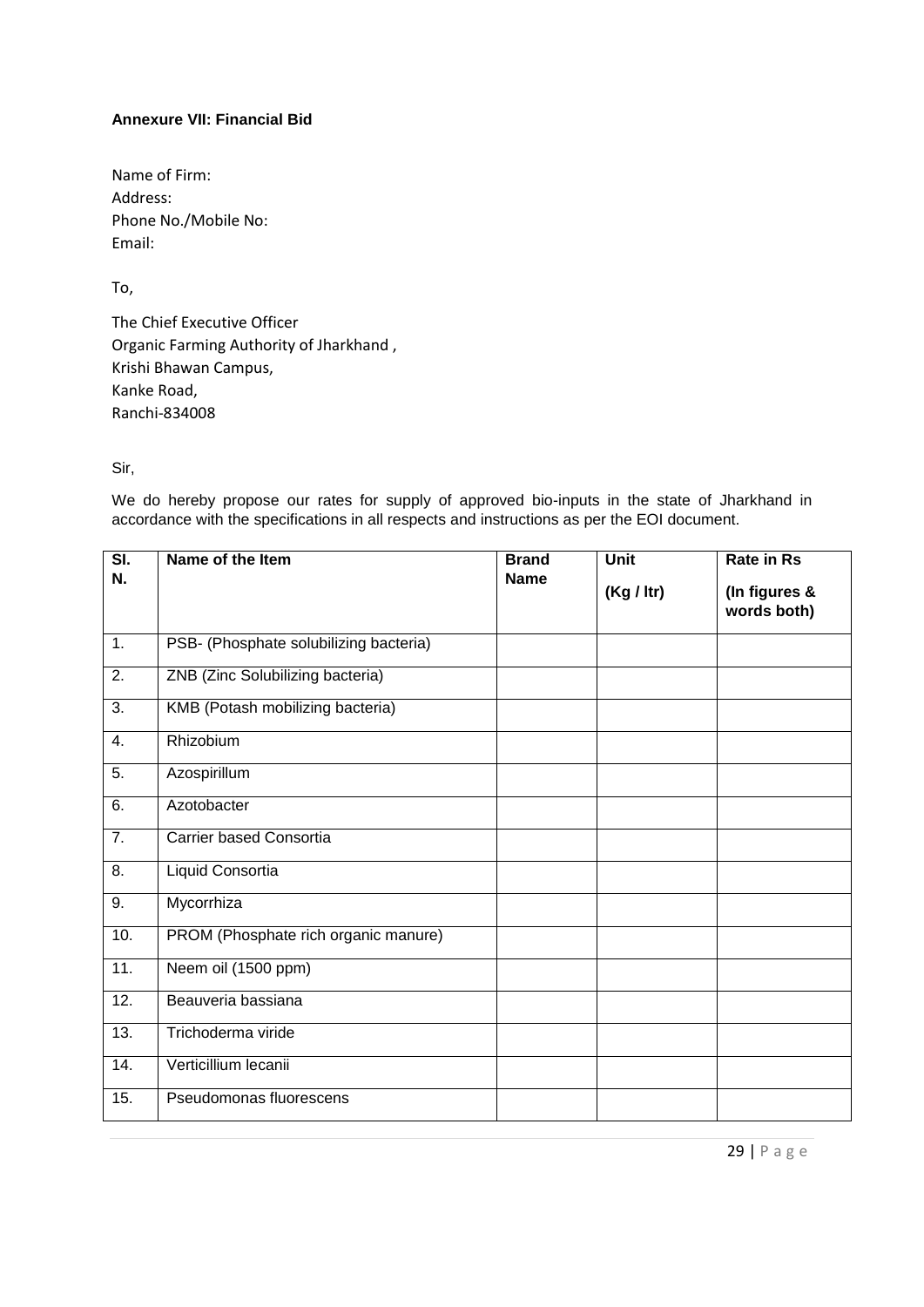**Annexure VII: Financial Bid**

Name of Firm:
Address:
Phone No./Mobile No:
Email:

To,

The Chief Executive Officer
Organic Farming Authority of Jharkhand ,
Krishi Bhawan Campus,
Kanke Road,
Ranchi-834008

Sir,

We do hereby propose our rates for supply of approved bio-inputs in the state of Jharkhand in accordance with the specifications in all respects and instructions as per the EOI document.

| Sl. N. | Name of the Item | Brand Name | Unit (Kg / ltr) | Rate in Rs (In figures & words both) |
|---|---|---|---|---|
| 1. | PSB- (Phosphate solubilizing bacteria) | | | |
| 2. | ZNB (Zinc Solubilizing bacteria) | | | |
| 3. | KMB (Potash mobilizing bacteria) | | | |
| 4. | Rhizobium | | | |
| 5. | Azospirillum | | | |
| 6. | Azotobacter | | | |
| 7. | Carrier based Consortia | | | |
| 8. | Liquid Consortia | | | |
| 9. | Mycorrhiza | | | |
| 10. | PROM (Phosphate rich organic manure) | | | |
| 11. | Neem oil (1500 ppm) | | | |
| 12. | Beauveria bassiana | | | |
| 13. | Trichoderma viride | | | |
| 14. | Verticillium lecanii | | | |
| 15. | Pseudomonas fluorescens | | | |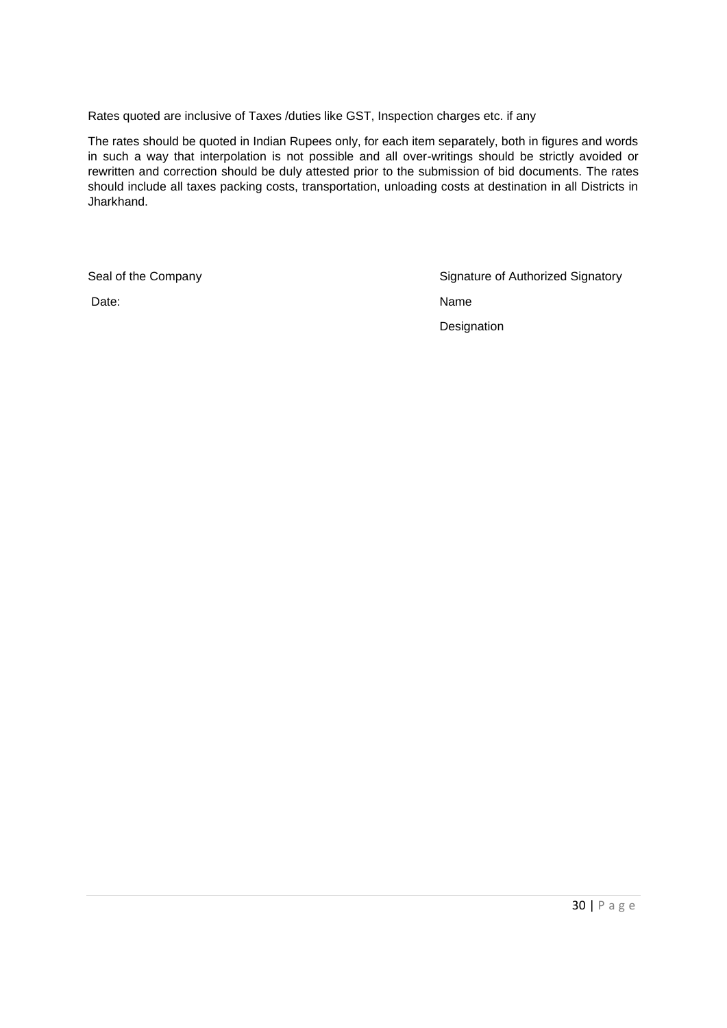Rates quoted are inclusive of Taxes /duties like GST, Inspection charges etc. if any

The rates should be quoted in Indian Rupees only, for each item separately, both in figures and words in such a way that interpolation is not possible and all over-writings should be strictly avoided or rewritten and correction should be duly attested prior to the submission of bid documents. The rates should include all taxes packing costs, transportation, unloading costs at destination in all Districts in Jharkhand.

Seal of the Company

Date:

Signature of Authorized Signatory

Name

Designation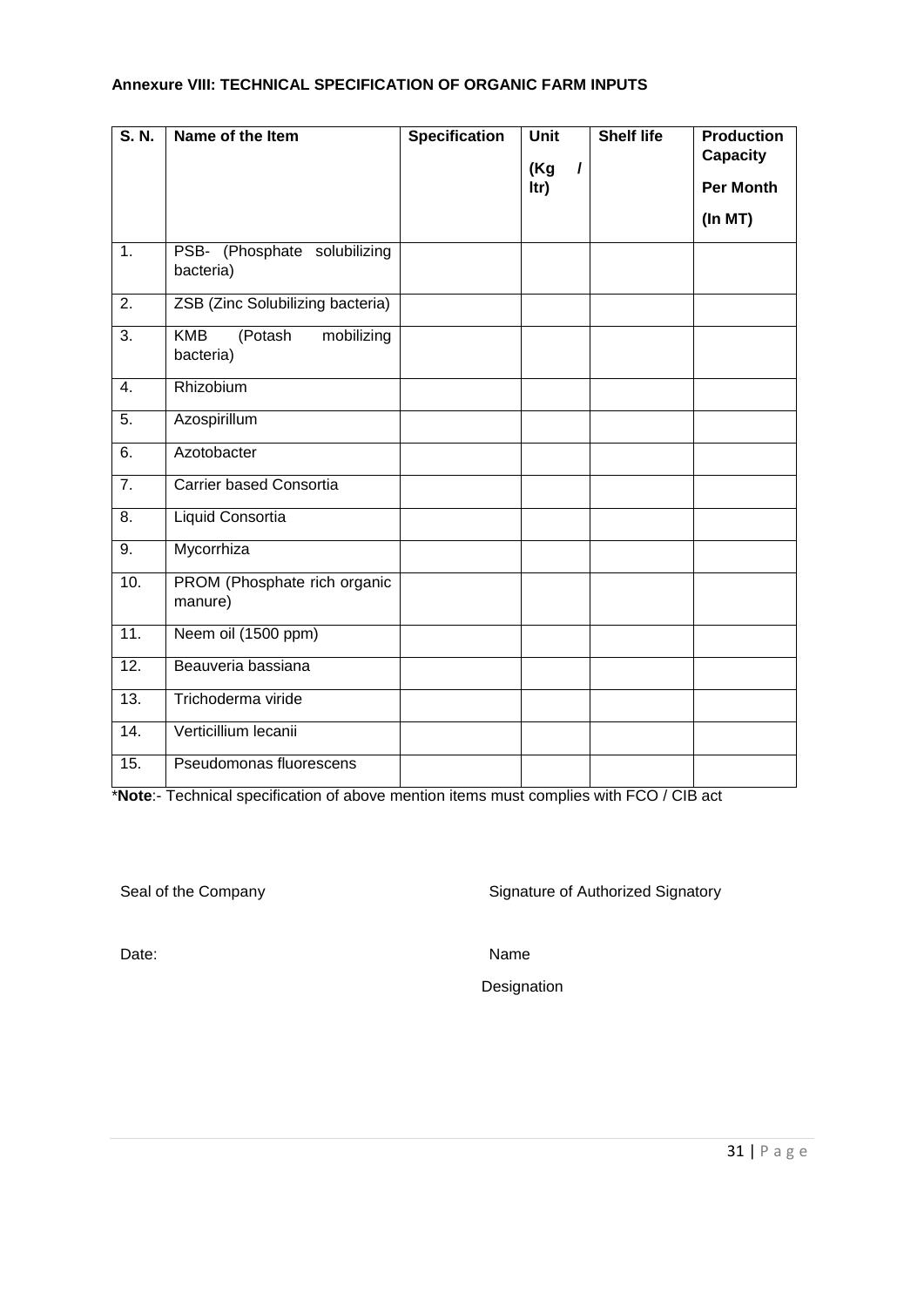**Annexure VIII: TECHNICAL SPECIFICATION OF ORGANIC FARM INPUTS**

| S. N. | Name of the Item | Specification | Unit (Kg / ltr) | Shelf life | Production Capacity Per Month (In MT) |
|---|---|---|---|---|---|
| 1. | PSB- (Phosphate solubilizing bacteria) | | | | |
| 2. | ZSB (Zinc Solubilizing bacteria) | | | | |
| 3. | KMB (Potash mobilizing bacteria) | | | | |
| 4. | Rhizobium | | | | |
| 5. | Azospirillum | | | | |
| 6. | Azotobacter | | | | |
| 7. | Carrier based Consortia | | | | |
| 8. | Liquid Consortia | | | | |
| 9. | Mycorrhiza | | | | |
| 10. | PROM (Phosphate rich organic manure) | | | | |
| 11. | Neem oil (1500 ppm) | | | | |
| 12. | Beauveria bassiana | | | | |
| 13. | Trichoderma viride | | | | |
| 14. | Verticillium lecanii | | | | |
| 15. | Pseudomonas fluorescens | | | | |

\***Note**:- Technical specification of above mention items must complies with FCO / CIB act

Seal of the Company

Signature of Authorized Signatory

Date:

Name

Designation